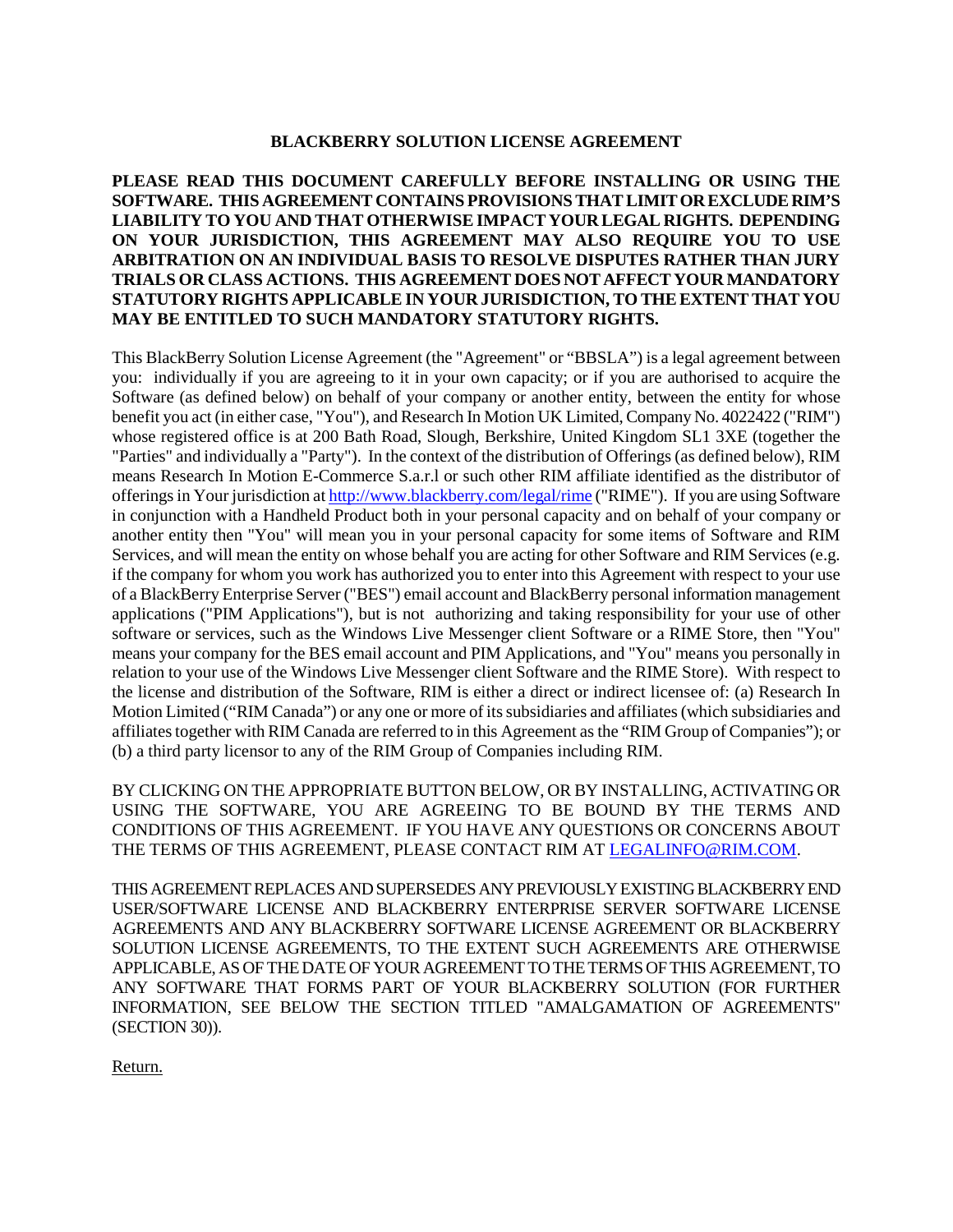# BLACKBERRY SOLUTION LICENSE AGREEMENT

**PLEASE READ THIS DOCUMENT CAREFULLY BEFORE INSTALLING OR USING THE SOFTWARE. THIS AGREEMENT CONTAINS PROVISIONS THAT LIMIT OR EXCLUDE RIM'S LIABILITY TO YOU AND THAT OTHERWISE IMPACT YOUR LEGAL RIGHTS. DEPENDING ON YOUR JURISDICTION, THIS AGREEMENT MAY ALSO REQUIRE YOU TO USE ARBITRATION ON AN INDIVIDUAL BASIS TO RESOLVE DISPUTES RATHER THAN JURY TRIALS OR CLASS ACTIONS. THIS AGREEMENT DOES NOT AFFECT YOUR MANDATORY STATUTORY RIGHTS APPLICABLE IN YOUR JURISDICTION, TO THE EXTENT THAT YOU MAY BE ENTITLED TO SUCH MANDATORY STATUTORY RIGHTS.**

This BlackBerry Solution License Agreement (the "Agreement" or "BBSLA") is a legal agreement between you: individually if you are agreeing to it in your own capacity; or if you are authorised to acquire the Software (as defined below) on behalf of your company or another entity, between the entity for whose benefit you act (in either case, "You"), and Research In Motion UK Limited, Company No. 4022422 ("RIM") whose registered office is at 200 Bath Road, Slough, Berkshire, United Kingdom SL1 3XE (together the "Parties" and individually a "Party"). In the context of the distribution of Offerings (as defined below), RIM means Research In Motion E-Commerce S.a.r.l or such other RIM affiliate identified as the distributor of offerings in Your jurisdiction at [http://www.blackberry.com/legal/rime](http://www.blackberry.com/legal/rime) ("RIME"). If you are using Software in conjunction with a Handheld Product both in your personal capacity and on behalf of your company or another entity then "You" will mean you in your personal capacity for some items of Software and RIM Services, and will mean the entity on whose behalf you are acting for other Software and RIM Services (e.g. if the company for whom you work has authorized you to enter into this Agreement with respect to your use of a BlackBerry Enterprise Server ("BES") email account and BlackBerry personal information management applications ("PIM Applications"), but is not authorizing and taking responsibility for your use of other software or services, such as the Windows Live Messenger client Software or a RIME Store, then "You" means your company for the BES email account and PIM Applications, and "You" means you personally in relation to your use of the Windows Live Messenger client Software and the RIME Store). With respect to the license and distribution of the Software, RIM is either a direct or indirect licensee of: (a) Research In Motion Limited ("RIM Canada") or any one or more of its subsidiaries and affiliates (which subsidiaries and affiliates together with RIM Canada are referred to in this Agreement as the "RIM Group of Companies"); or (b) a third party licensor to any of the RIM Group of Companies including RIM.

BY CLICKING ON THE APPROPRIATE BUTTON BELOW, OR BY INSTALLING, ACTIVATING OR USING THE SOFTWARE, YOU ARE AGREEING TO BE BOUND BY THE TERMS AND CONDITIONS OF THIS AGREEMENT. IF YOU HAVE ANY QUESTIONS OR CONCERNS ABOUT THE TERMS OF THIS AGREEMENT, PLEASE CONTACT RIM AT [LEGALINFO@RIM.COM](mailto:LEGALINFO@RIM.COM).

THIS AGREEMENT REPLACES AND SUPERSEDES ANY PREVIOUSLY EXISTING BLACKBERRY END USER/SOFTWARE LICENSE AND BLACKBERRY ENTERPRISE SERVER SOFTWARE LICENSE AGREEMENTS AND ANY BLACKBERRY SOFTWARE LICENSE AGREEMENT OR BLACKBERRY SOLUTION LICENSE AGREEMENTS, TO THE EXTENT SUCH AGREEMENTS ARE OTHERWISE APPLICABLE, AS OF THE DATE OF YOUR AGREEMENT TO THE TERMS OF THIS AGREEMENT, TO ANY SOFTWARE THAT FORMS PART OF YOUR BLACKBERRY SOLUTION (FOR FURTHER INFORMATION, SEE BELOW THE SECTION TITLED "AMALGAMATION OF AGREEMENTS" (SECTION 30)).

Return.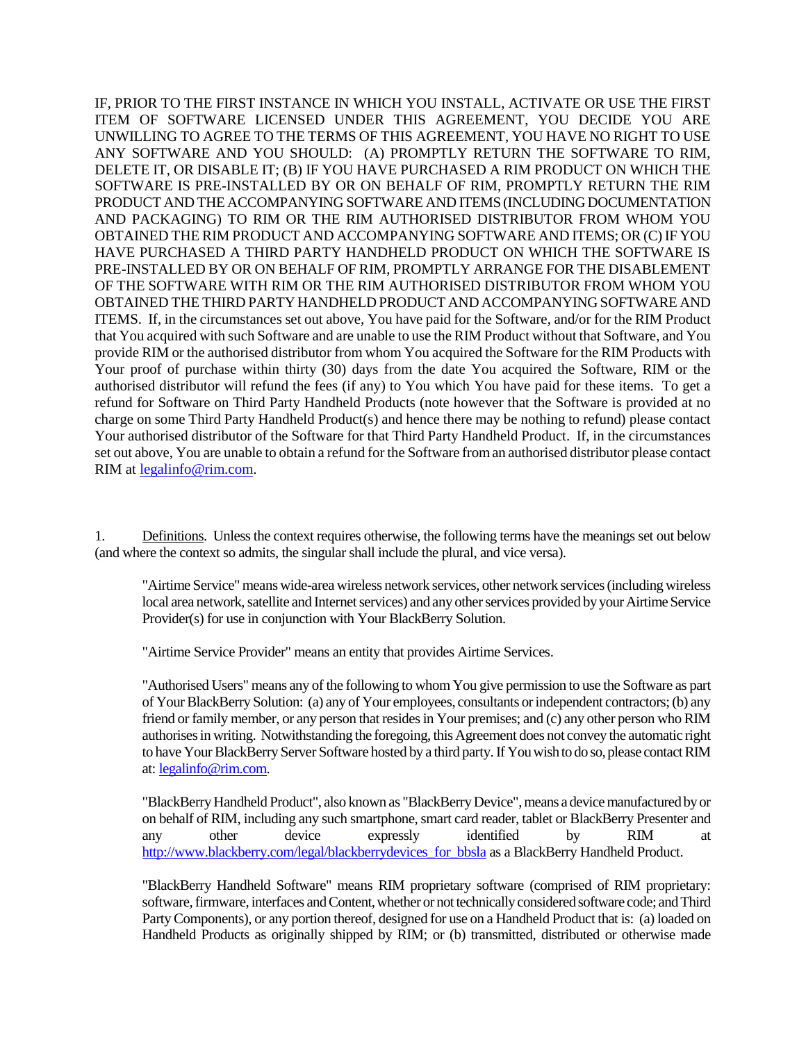IF, PRIOR TO THE FIRST INSTANCE IN WHICH YOU INSTALL, ACTIVATE OR USE THE FIRST ITEM OF SOFTWARE LICENSED UNDER THIS AGREEMENT, YOU DECIDE YOU ARE UNWILLING TO AGREE TO THE TERMS OF THIS AGREEMENT, YOU HAVE NO RIGHT TO USE ANY SOFTWARE AND YOU SHOULD: (A) PROMPTLY RETURN THE SOFTWARE TO RIM, DELETE IT, OR DISABLE IT; (B) IF YOU HAVE PURCHASED A RIM PRODUCT ON WHICH THE SOFTWARE IS PRE-INSTALLED BY OR ON BEHALF OF RIM, PROMPTLY RETURN THE RIM PRODUCT AND THE ACCOMPANYING SOFTWARE AND ITEMS (INCLUDING DOCUMENTATION AND PACKAGING) TO RIM OR THE RIM AUTHORISED DISTRIBUTOR FROM WHOM YOU OBTAINED THE RIM PRODUCT AND ACCOMPANYING SOFTWARE AND ITEMS; OR (C) IF YOU HAVE PURCHASED A THIRD PARTY HANDHELD PRODUCT ON WHICH THE SOFTWARE IS PRE-INSTALLED BY OR ON BEHALF OF RIM, PROMPTLY ARRANGE FOR THE DISABLEMENT OF THE SOFTWARE WITH RIM OR THE RIM AUTHORISED DISTRIBUTOR FROM WHOM YOU OBTAINED THE THIRD PARTY HANDHELD PRODUCT AND ACCOMPANYING SOFTWARE AND ITEMS. If, in the circumstances set out above, You have paid for the Software, and/or for the RIM Product that You acquired with such Software and are unable to use the RIM Product without that Software, and You provide RIM or the authorised distributor from whom You acquired the Software for the RIM Products with Your proof of purchase within thirty (30) days from the date You acquired the Software, RIM or the authorised distributor will refund the fees (if any) to You which You have paid for these items. To get a refund for Software on Third Party Handheld Products (note however that the Software is provided at no charge on some Third Party Handheld Product(s) and hence there may be nothing to refund) please contact Your authorised distributor of the Software for that Third Party Handheld Product. If, in the circumstances set out above, You are unable to obtain a refund for the Software from an authorised distributor please contact RIM at legalinfo@rim.com.

1. Definitions. Unless the context requires otherwise, the following terms have the meanings set out below (and where the context so admits, the singular shall include the plural, and vice versa).

"Airtime Service" means wide-area wireless network services, other network services (including wireless local area network, satellite and Internet services) and any other services provided by your Airtime Service Provider(s) for use in conjunction with Your BlackBerry Solution.

"Airtime Service Provider" means an entity that provides Airtime Services.

"Authorised Users" means any of the following to whom You give permission to use the Software as part of Your BlackBerry Solution: (a) any of Your employees, consultants or independent contractors; (b) any friend or family member, or any person that resides in Your premises; and (c) any other person who RIM authorises in writing. Notwithstanding the foregoing, this Agreement does not convey the automatic right to have Your BlackBerry Server Software hosted by a third party. If You wish to do so, please contact RIM at: legalinfo@rim.com.

"BlackBerry Handheld Product", also known as "BlackBerry Device", means a device manufactured by or on behalf of RIM, including any such smartphone, smart card reader, tablet or BlackBerry Presenter and any other device expressly identified by RIM at http://www.blackberry.com/legal/blackberrydevices_for_bbsla as a BlackBerry Handheld Product.

"BlackBerry Handheld Software" means RIM proprietary software (comprised of RIM proprietary: software, firmware, interfaces and Content, whether or not technically considered software code; and Third Party Components), or any portion thereof, designed for use on a Handheld Product that is: (a) loaded on Handheld Products as originally shipped by RIM; or (b) transmitted, distributed or otherwise made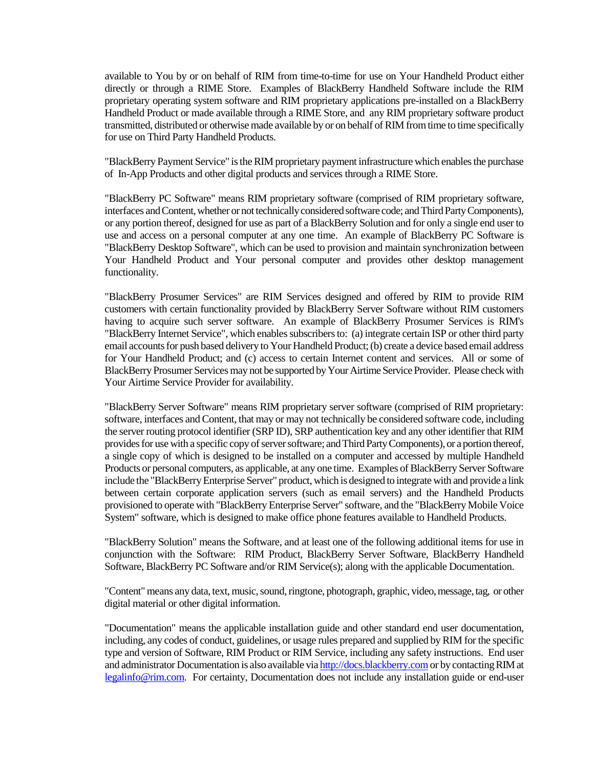available to You by or on behalf of RIM from time-to-time for use on Your Handheld Product either directly or through a RIME Store. Examples of BlackBerry Handheld Software include the RIM proprietary operating system software and RIM proprietary applications pre-installed on a BlackBerry Handheld Product or made available through a RIME Store, and any RIM proprietary software product transmitted, distributed or otherwise made available by or on behalf of RIM from time to time specifically for use on Third Party Handheld Products.

"BlackBerry Payment Service" is the RIM proprietary payment infrastructure which enables the purchase of In-App Products and other digital products and services through a RIME Store.

"BlackBerry PC Software" means RIM proprietary software (comprised of RIM proprietary software, interfaces and Content, whether or not technically considered software code; and Third Party Components), or any portion thereof, designed for use as part of a BlackBerry Solution and for only a single end user to use and access on a personal computer at any one time. An example of BlackBerry PC Software is "BlackBerry Desktop Software", which can be used to provision and maintain synchronization between Your Handheld Product and Your personal computer and provides other desktop management functionality.

"BlackBerry Prosumer Services" are RIM Services designed and offered by RIM to provide RIM customers with certain functionality provided by BlackBerry Server Software without RIM customers having to acquire such server software. An example of BlackBerry Prosumer Services is RIM's "BlackBerry Internet Service", which enables subscribers to: (a) integrate certain ISP or other third party email accounts for push based delivery to Your Handheld Product; (b) create a device based email address for Your Handheld Product; and (c) access to certain Internet content and services. All or some of BlackBerry Prosumer Services may not be supported by Your Airtime Service Provider. Please check with Your Airtime Service Provider for availability.

"BlackBerry Server Software" means RIM proprietary server software (comprised of RIM proprietary: software, interfaces and Content, that may or may not technically be considered software code, including the server routing protocol identifier (SRP ID), SRP authentication key and any other identifier that RIM provides for use with a specific copy of server software; and Third Party Components), or a portion thereof, a single copy of which is designed to be installed on a computer and accessed by multiple Handheld Products or personal computers, as applicable, at any one time. Examples of BlackBerry Server Software include the "BlackBerry Enterprise Server" product, which is designed to integrate with and provide a link between certain corporate application servers (such as email servers) and the Handheld Products provisioned to operate with "BlackBerry Enterprise Server" software, and the "BlackBerry Mobile Voice System" software, which is designed to make office phone features available to Handheld Products.

"BlackBerry Solution" means the Software, and at least one of the following additional items for use in conjunction with the Software: RIM Product, BlackBerry Server Software, BlackBerry Handheld Software, BlackBerry PC Software and/or RIM Service(s); along with the applicable Documentation.

"Content" means any data, text, music, sound, ringtone, photograph, graphic, video, message, tag, or other digital material or other digital information.

"Documentation" means the applicable installation guide and other standard end user documentation, including, any codes of conduct, guidelines, or usage rules prepared and supplied by RIM for the specific type and version of Software, RIM Product or RIM Service, including any safety instructions. End user and administrator Documentation is also available via http://docs.blackberry.com or by contacting RIM at legalinfo@rim.com. For certainty, Documentation does not include any installation guide or end-user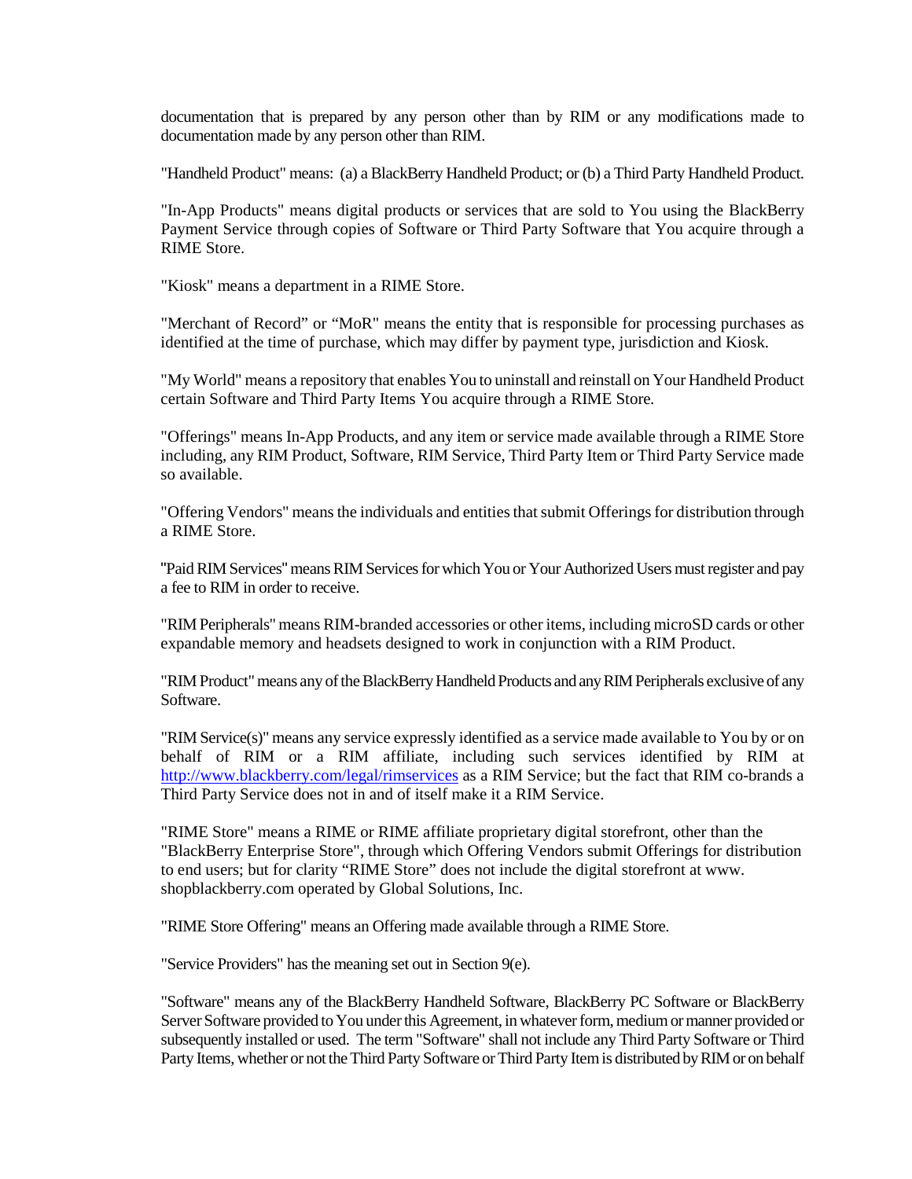documentation that is prepared by any person other than by RIM or any modifications made to documentation made by any person other than RIM.

"Handheld Product" means: (a) a BlackBerry Handheld Product; or (b) a Third Party Handheld Product.

"In-App Products" means digital products or services that are sold to You using the BlackBerry Payment Service through copies of Software or Third Party Software that You acquire through a RIME Store.

"Kiosk" means a department in a RIME Store.

"Merchant of Record" or "MoR" means the entity that is responsible for processing purchases as identified at the time of purchase, which may differ by payment type, jurisdiction and Kiosk.

"My World" means a repository that enables You to uninstall and reinstall on Your Handheld Product certain Software and Third Party Items You acquire through a RIME Store.

"Offerings" means In-App Products, and any item or service made available through a RIME Store including, any RIM Product, Software, RIM Service, Third Party Item or Third Party Service made so available.

"Offering Vendors" means the individuals and entities that submit Offerings for distribution through a RIME Store.

"Paid RIM Services" means RIM Services for which You or Your Authorized Users must register and pay a fee to RIM in order to receive.

"RIM Peripherals" means RIM-branded accessories or other items, including microSD cards or other expandable memory and headsets designed to work in conjunction with a RIM Product.

"RIM Product" means any of the BlackBerry Handheld Products and any RIM Peripherals exclusive of any Software.

"RIM Service(s)" means any service expressly identified as a service made available to You by or on behalf of RIM or a RIM affiliate, including such services identified by RIM at [http://www.blackberry.com/legal/rimservices](http://www.blackberry.com/legal/rimservices) as a RIM Service; but the fact that RIM co-brands a Third Party Service does not in and of itself make it a RIM Service.

"RIME Store" means a RIME or RIME affiliate proprietary digital storefront, other than the "BlackBerry Enterprise Store", through which Offering Vendors submit Offerings for distribution to end users; but for clarity "RIME Store" does not include the digital storefront at www. shopblackberry.com operated by Global Solutions, Inc.

"RIME Store Offering" means an Offering made available through a RIME Store.

"Service Providers" has the meaning set out in Section 9(e).

"Software" means any of the BlackBerry Handheld Software, BlackBerry PC Software or BlackBerry Server Software provided to You under this Agreement, in whatever form, medium or manner provided or subsequently installed or used. The term "Software" shall not include any Third Party Software or Third Party Items, whether or not the Third Party Software or Third Party Item is distributed by RIM or on behalf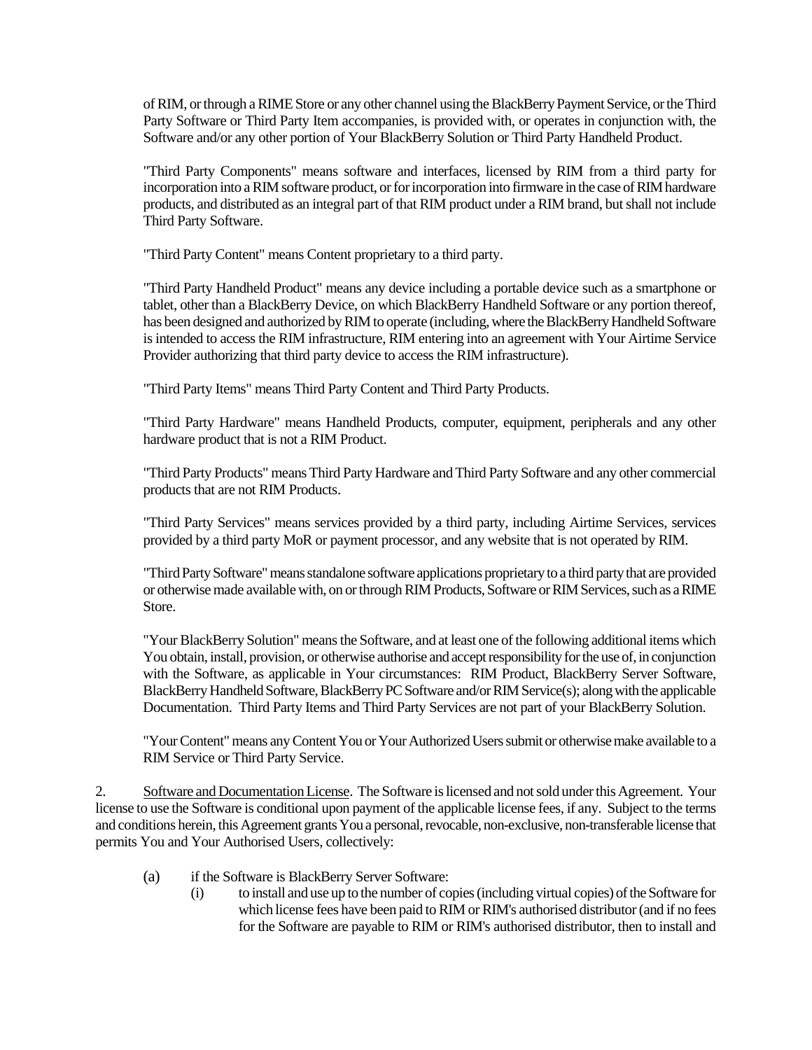of RIM, or through a RIME Store or any other channel using the BlackBerry Payment Service, or the Third Party Software or Third Party Item accompanies, is provided with, or operates in conjunction with, the Software and/or any other portion of Your BlackBerry Solution or Third Party Handheld Product.

"Third Party Components" means software and interfaces, licensed by RIM from a third party for incorporation into a RIM software product, or for incorporation into firmware in the case of RIM hardware products, and distributed as an integral part of that RIM product under a RIM brand, but shall not include Third Party Software.

"Third Party Content" means Content proprietary to a third party.

"Third Party Handheld Product" means any device including a portable device such as a smartphone or tablet, other than a BlackBerry Device, on which BlackBerry Handheld Software or any portion thereof, has been designed and authorized by RIM to operate (including, where the BlackBerry Handheld Software is intended to access the RIM infrastructure, RIM entering into an agreement with Your Airtime Service Provider authorizing that third party device to access the RIM infrastructure).

"Third Party Items" means Third Party Content and Third Party Products.

"Third Party Hardware" means Handheld Products, computer, equipment, peripherals and any other hardware product that is not a RIM Product.

"Third Party Products" means Third Party Hardware and Third Party Software and any other commercial products that are not RIM Products.

"Third Party Services" means services provided by a third party, including Airtime Services, services provided by a third party MoR or payment processor, and any website that is not operated by RIM.

"Third Party Software" means standalone software applications proprietary to a third party that are provided or otherwise made available with, on or through RIM Products, Software or RIM Services, such as a RIME Store.

"Your BlackBerry Solution" means the Software, and at least one of the following additional items which You obtain, install, provision, or otherwise authorise and accept responsibility for the use of, in conjunction with the Software, as applicable in Your circumstances: RIM Product, BlackBerry Server Software, BlackBerry Handheld Software, BlackBerry PC Software and/or RIM Service(s); along with the applicable Documentation. Third Party Items and Third Party Services are not part of your BlackBerry Solution.

"Your Content" means any Content You or Your Authorized Users submit or otherwise make available to a RIM Service or Third Party Service.

2. Software and Documentation License. The Software is licensed and not sold under this Agreement. Your license to use the Software is conditional upon payment of the applicable license fees, if any. Subject to the terms and conditions herein, this Agreement grants You a personal, revocable, non-exclusive, non-transferable license that permits You and Your Authorised Users, collectively:

(a) if the Software is BlackBerry Server Software:

(i) to install and use up to the number of copies (including virtual copies) of the Software for which license fees have been paid to RIM or RIM's authorised distributor (and if no fees for the Software are payable to RIM or RIM's authorised distributor, then to install and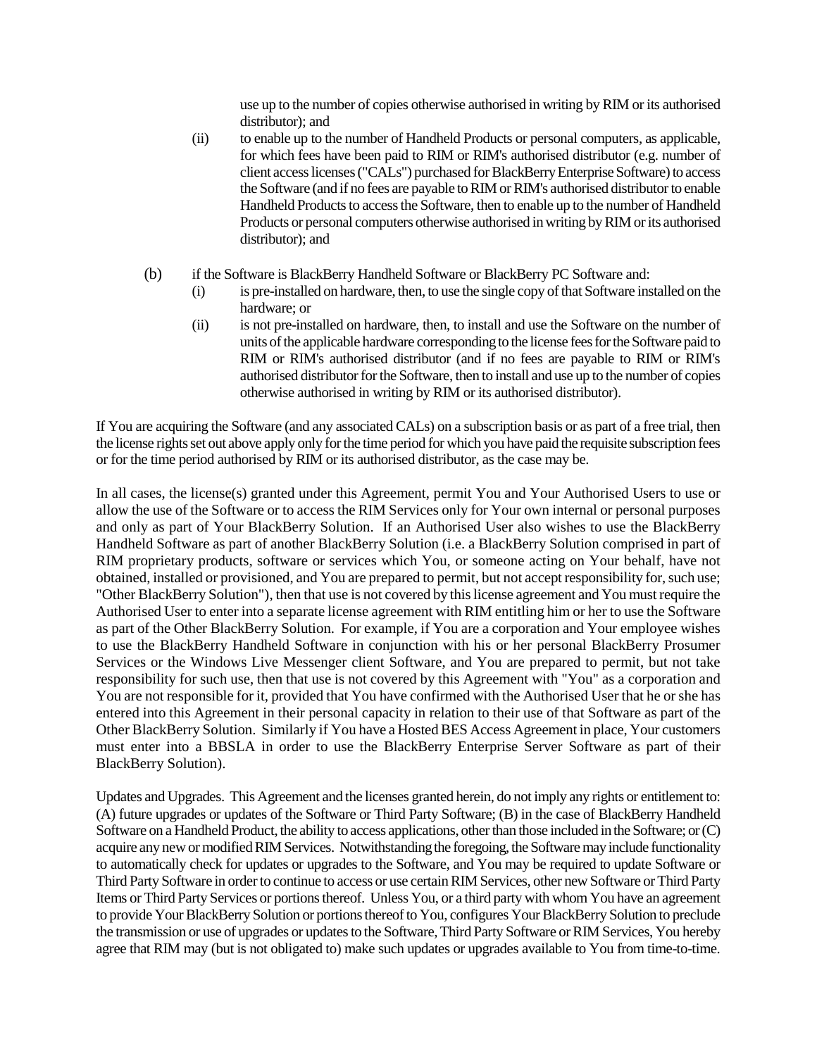use up to the number of copies otherwise authorised in writing by RIM or its authorised distributor); and

(ii) to enable up to the number of Handheld Products or personal computers, as applicable, for which fees have been paid to RIM or RIM's authorised distributor (e.g. number of client access licenses ("CALs") purchased for BlackBerry Enterprise Software) to access the Software (and if no fees are payable to RIM or RIM's authorised distributor to enable Handheld Products to access the Software, then to enable up to the number of Handheld Products or personal computers otherwise authorised in writing by RIM or its authorised distributor); and

(b) if the Software is BlackBerry Handheld Software or BlackBerry PC Software and:

(i) is pre-installed on hardware, then, to use the single copy of that Software installed on the hardware; or

(ii) is not pre-installed on hardware, then, to install and use the Software on the number of units of the applicable hardware corresponding to the license fees for the Software paid to RIM or RIM's authorised distributor (and if no fees are payable to RIM or RIM's authorised distributor for the Software, then to install and use up to the number of copies otherwise authorised in writing by RIM or its authorised distributor).

If You are acquiring the Software (and any associated CALs) on a subscription basis or as part of a free trial, then the license rights set out above apply only for the time period for which you have paid the requisite subscription fees or for the time period authorised by RIM or its authorised distributor, as the case may be.

In all cases, the license(s) granted under this Agreement, permit You and Your Authorised Users to use or allow the use of the Software or to access the RIM Services only for Your own internal or personal purposes and only as part of Your BlackBerry Solution. If an Authorised User also wishes to use the BlackBerry Handheld Software as part of another BlackBerry Solution (i.e. a BlackBerry Solution comprised in part of RIM proprietary products, software or services which You, or someone acting on Your behalf, have not obtained, installed or provisioned, and You are prepared to permit, but not accept responsibility for, such use; "Other BlackBerry Solution"), then that use is not covered by this license agreement and You must require the Authorised User to enter into a separate license agreement with RIM entitling him or her to use the Software as part of the Other BlackBerry Solution. For example, if You are a corporation and Your employee wishes to use the BlackBerry Handheld Software in conjunction with his or her personal BlackBerry Prosumer Services or the Windows Live Messenger client Software, and You are prepared to permit, but not take responsibility for such use, then that use is not covered by this Agreement with "You" as a corporation and You are not responsible for it, provided that You have confirmed with the Authorised User that he or she has entered into this Agreement in their personal capacity in relation to their use of that Software as part of the Other BlackBerry Solution. Similarly if You have a Hosted BES Access Agreement in place, Your customers must enter into a BBSLA in order to use the BlackBerry Enterprise Server Software as part of their BlackBerry Solution).

Updates and Upgrades. This Agreement and the licenses granted herein, do not imply any rights or entitlement to: (A) future upgrades or updates of the Software or Third Party Software; (B) in the case of BlackBerry Handheld Software on a Handheld Product, the ability to access applications, other than those included in the Software; or (C) acquire any new or modified RIM Services. Notwithstanding the foregoing, the Software may include functionality to automatically check for updates or upgrades to the Software, and You may be required to update Software or Third Party Software in order to continue to access or use certain RIM Services, other new Software or Third Party Items or Third Party Services or portions thereof. Unless You, or a third party with whom You have an agreement to provide Your BlackBerry Solution or portions thereof to You, configures Your BlackBerry Solution to preclude the transmission or use of upgrades or updates to the Software, Third Party Software or RIM Services, You hereby agree that RIM may (but is not obligated to) make such updates or upgrades available to You from time-to-time.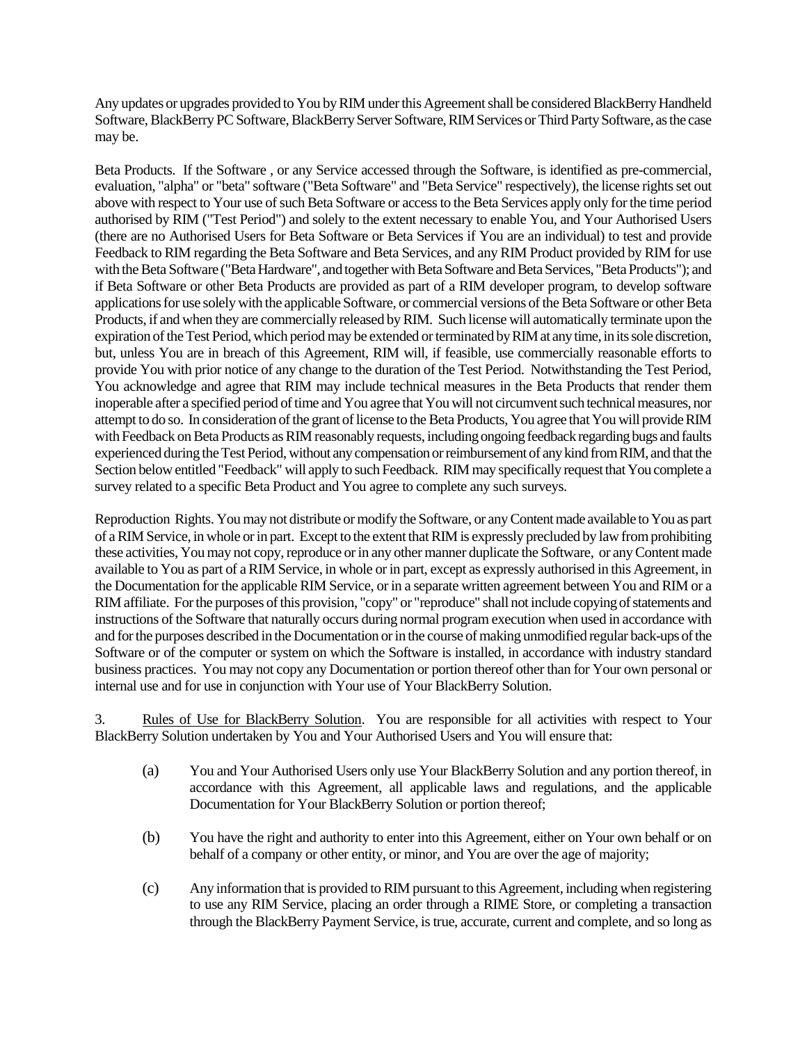Any updates or upgrades provided to You by RIM under this Agreement shall be considered BlackBerry Handheld Software, BlackBerry PC Software, BlackBerry Server Software, RIM Services or Third Party Software, as the case may be.

Beta Products. If the Software , or any Service accessed through the Software, is identified as pre-commercial, evaluation, "alpha" or "beta" software ("Beta Software" and "Beta Service" respectively), the license rights set out above with respect to Your use of such Beta Software or access to the Beta Services apply only for the time period authorised by RIM ("Test Period") and solely to the extent necessary to enable You, and Your Authorised Users (there are no Authorised Users for Beta Software or Beta Services if You are an individual) to test and provide Feedback to RIM regarding the Beta Software and Beta Services, and any RIM Product provided by RIM for use with the Beta Software ("Beta Hardware", and together with Beta Software and Beta Services, "Beta Products"); and if Beta Software or other Beta Products are provided as part of a RIM developer program, to develop software applications for use solely with the applicable Software, or commercial versions of the Beta Software or other Beta Products, if and when they are commercially released by RIM. Such license will automatically terminate upon the expiration of the Test Period, which period may be extended or terminated by RIM at any time, in its sole discretion, but, unless You are in breach of this Agreement, RIM will, if feasible, use commercially reasonable efforts to provide You with prior notice of any change to the duration of the Test Period. Notwithstanding the Test Period, You acknowledge and agree that RIM may include technical measures in the Beta Products that render them inoperable after a specified period of time and You agree that You will not circumvent such technical measures, nor attempt to do so. In consideration of the grant of license to the Beta Products, You agree that You will provide RIM with Feedback on Beta Products as RIM reasonably requests, including ongoing feedback regarding bugs and faults experienced during the Test Period, without any compensation or reimbursement of any kind from RIM, and that the Section below entitled "Feedback" will apply to such Feedback. RIM may specifically request that You complete a survey related to a specific Beta Product and You agree to complete any such surveys.

Reproduction Rights. You may not distribute or modify the Software, or any Content made available to You as part of a RIM Service, in whole or in part. Except to the extent that RIM is expressly precluded by law from prohibiting these activities, You may not copy, reproduce or in any other manner duplicate the Software, or any Content made available to You as part of a RIM Service, in whole or in part, except as expressly authorised in this Agreement, in the Documentation for the applicable RIM Service, or in a separate written agreement between You and RIM or a RIM affiliate. For the purposes of this provision, "copy" or "reproduce" shall not include copying of statements and instructions of the Software that naturally occurs during normal program execution when used in accordance with and for the purposes described in the Documentation or in the course of making unmodified regular back-ups of the Software or of the computer or system on which the Software is installed, in accordance with industry standard business practices. You may not copy any Documentation or portion thereof other than for Your own personal or internal use and for use in conjunction with Your use of Your BlackBerry Solution.

3. Rules of Use for BlackBerry Solution. You are responsible for all activities with respect to Your BlackBerry Solution undertaken by You and Your Authorised Users and You will ensure that:

(a) You and Your Authorised Users only use Your BlackBerry Solution and any portion thereof, in accordance with this Agreement, all applicable laws and regulations, and the applicable Documentation for Your BlackBerry Solution or portion thereof;

(b) You have the right and authority to enter into this Agreement, either on Your own behalf or on behalf of a company or other entity, or minor, and You are over the age of majority;

(c) Any information that is provided to RIM pursuant to this Agreement, including when registering to use any RIM Service, placing an order through a RIME Store, or completing a transaction through the BlackBerry Payment Service, is true, accurate, current and complete, and so long as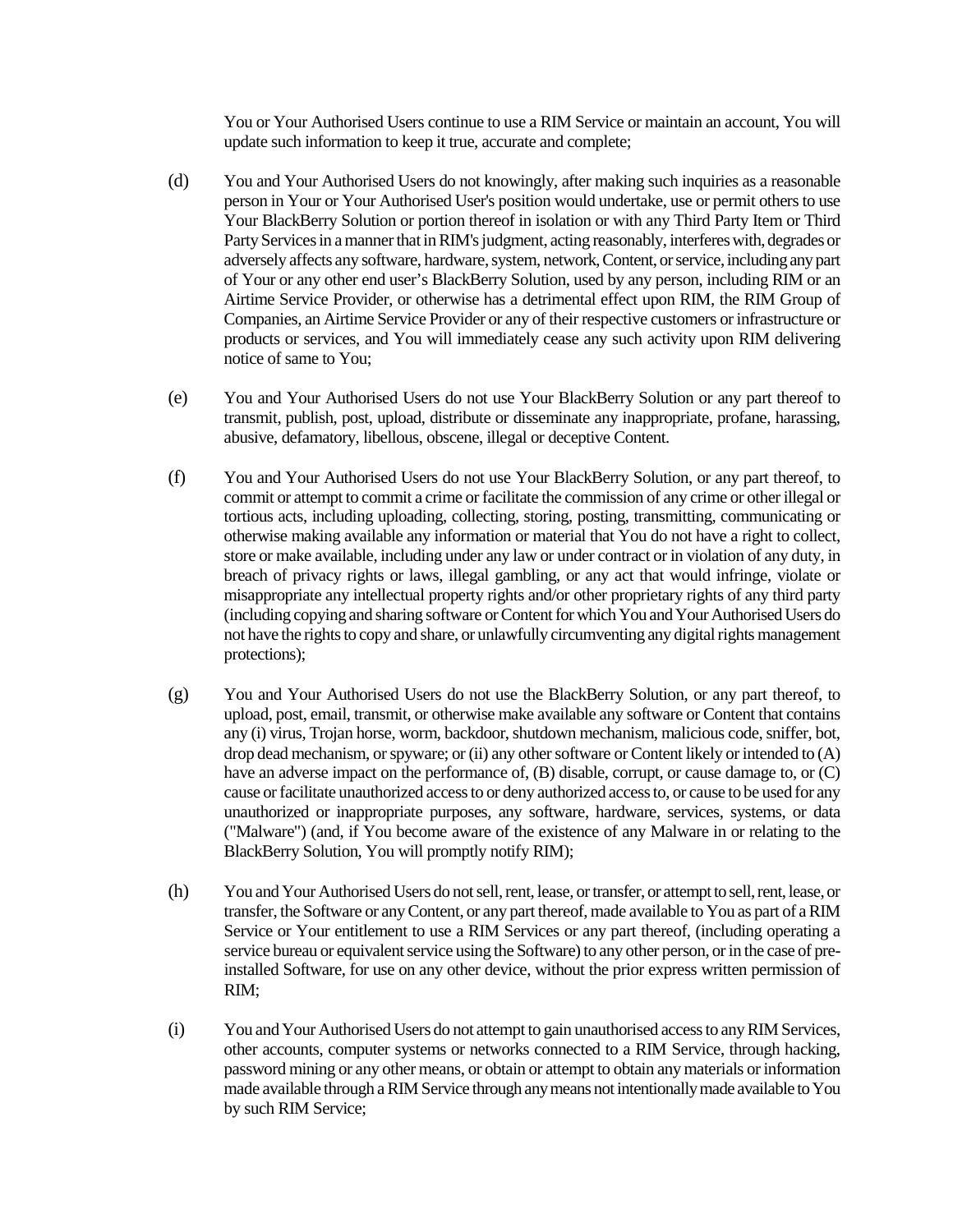You or Your Authorised Users continue to use a RIM Service or maintain an account, You will update such information to keep it true, accurate and complete;

(d) You and Your Authorised Users do not knowingly, after making such inquiries as a reasonable person in Your or Your Authorised User's position would undertake, use or permit others to use Your BlackBerry Solution or portion thereof in isolation or with any Third Party Item or Third Party Services in a manner that in RIM's judgment, acting reasonably, interferes with, degrades or adversely affects any software, hardware, system, network, Content, or service, including any part of Your or any other end user's BlackBerry Solution, used by any person, including RIM or an Airtime Service Provider, or otherwise has a detrimental effect upon RIM, the RIM Group of Companies, an Airtime Service Provider or any of their respective customers or infrastructure or products or services, and You will immediately cease any such activity upon RIM delivering notice of same to You;

(e) You and Your Authorised Users do not use Your BlackBerry Solution or any part thereof to transmit, publish, post, upload, distribute or disseminate any inappropriate, profane, harassing, abusive, defamatory, libellous, obscene, illegal or deceptive Content.

(f) You and Your Authorised Users do not use Your BlackBerry Solution, or any part thereof, to commit or attempt to commit a crime or facilitate the commission of any crime or other illegal or tortious acts, including uploading, collecting, storing, posting, transmitting, communicating or otherwise making available any information or material that You do not have a right to collect, store or make available, including under any law or under contract or in violation of any duty, in breach of privacy rights or laws, illegal gambling, or any act that would infringe, violate or misappropriate any intellectual property rights and/or other proprietary rights of any third party (including copying and sharing software or Content for which You and Your Authorised Users do not have the rights to copy and share, or unlawfully circumventing any digital rights management protections);

(g) You and Your Authorised Users do not use the BlackBerry Solution, or any part thereof, to upload, post, email, transmit, or otherwise make available any software or Content that contains any (i) virus, Trojan horse, worm, backdoor, shutdown mechanism, malicious code, sniffer, bot, drop dead mechanism, or spyware; or (ii) any other software or Content likely or intended to (A) have an adverse impact on the performance of, (B) disable, corrupt, or cause damage to, or (C) cause or facilitate unauthorized access to or deny authorized access to, or cause to be used for any unauthorized or inappropriate purposes, any software, hardware, services, systems, or data ("Malware") (and, if You become aware of the existence of any Malware in or relating to the BlackBerry Solution, You will promptly notify RIM);

(h) You and Your Authorised Users do not sell, rent, lease, or transfer, or attempt to sell, rent, lease, or transfer, the Software or any Content, or any part thereof, made available to You as part of a RIM Service or Your entitlement to use a RIM Services or any part thereof, (including operating a service bureau or equivalent service using the Software) to any other person, or in the case of pre-installed Software, for use on any other device, without the prior express written permission of RIM;

(i) You and Your Authorised Users do not attempt to gain unauthorised access to any RIM Services, other accounts, computer systems or networks connected to a RIM Service, through hacking, password mining or any other means, or obtain or attempt to obtain any materials or information made available through a RIM Service through any means not intentionally made available to You by such RIM Service;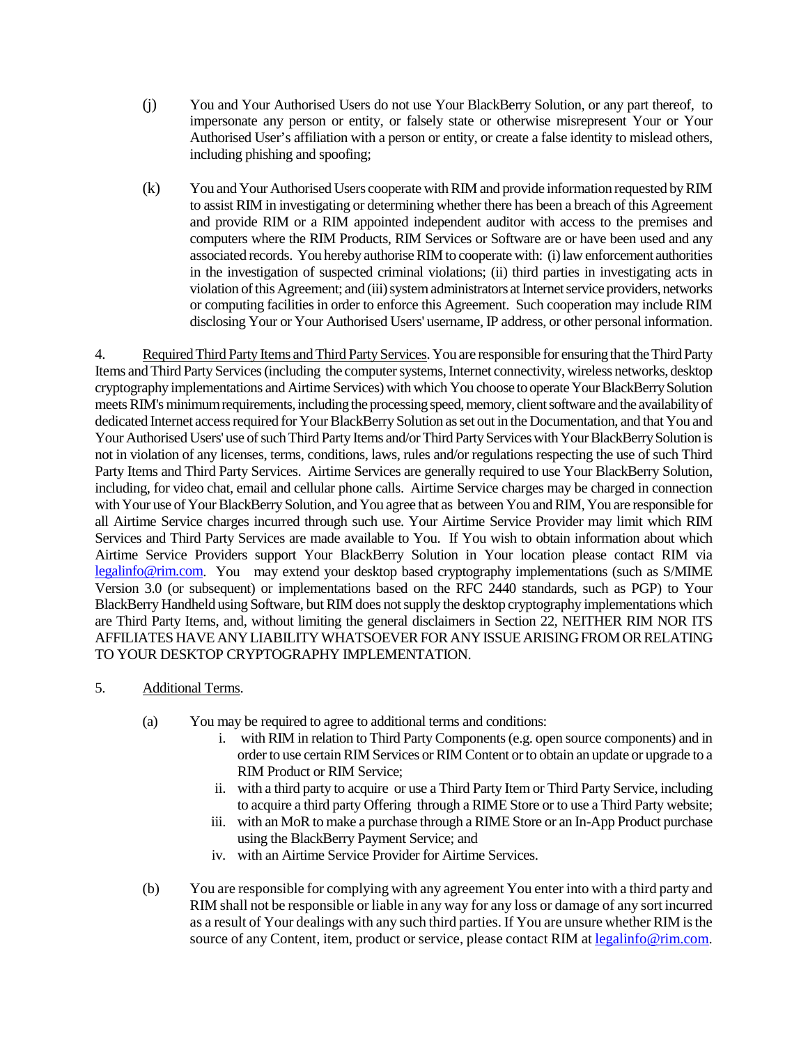(j) You and Your Authorised Users do not use Your BlackBerry Solution, or any part thereof, to impersonate any person or entity, or falsely state or otherwise misrepresent Your or Your Authorised User's affiliation with a person or entity, or create a false identity to mislead others, including phishing and spoofing;

(k) You and Your Authorised Users cooperate with RIM and provide information requested by RIM to assist RIM in investigating or determining whether there has been a breach of this Agreement and provide RIM or a RIM appointed independent auditor with access to the premises and computers where the RIM Products, RIM Services or Software are or have been used and any associated records. You hereby authorise RIM to cooperate with: (i) law enforcement authorities in the investigation of suspected criminal violations; (ii) third parties in investigating acts in violation of this Agreement; and (iii) system administrators at Internet service providers, networks or computing facilities in order to enforce this Agreement. Such cooperation may include RIM disclosing Your or Your Authorised Users' username, IP address, or other personal information.

4. Required Third Party Items and Third Party Services. You are responsible for ensuring that the Third Party Items and Third Party Services (including the computer systems, Internet connectivity, wireless networks, desktop cryptography implementations and Airtime Services) with which You choose to operate Your BlackBerry Solution meets RIM's minimum requirements, including the processing speed, memory, client software and the availability of dedicated Internet access required for Your BlackBerry Solution as set out in the Documentation, and that You and Your Authorised Users' use of such Third Party Items and/or Third Party Services with Your BlackBerry Solution is not in violation of any licenses, terms, conditions, laws, rules and/or regulations respecting the use of such Third Party Items and Third Party Services. Airtime Services are generally required to use Your BlackBerry Solution, including, for video chat, email and cellular phone calls. Airtime Service charges may be charged in connection with Your use of Your BlackBerry Solution, and You agree that as between You and RIM, You are responsible for all Airtime Service charges incurred through such use. Your Airtime Service Provider may limit which RIM Services and Third Party Services are made available to You. If You wish to obtain information about which Airtime Service Providers support Your BlackBerry Solution in Your location please contact RIM via legalinfo@rim.com. You may extend your desktop based cryptography implementations (such as S/MIME Version 3.0 (or subsequent) or implementations based on the RFC 2440 standards, such as PGP) to Your BlackBerry Handheld using Software, but RIM does not supply the desktop cryptography implementations which are Third Party Items, and, without limiting the general disclaimers in Section 22, NEITHER RIM NOR ITS AFFILIATES HAVE ANY LIABILITY WHATSOEVER FOR ANY ISSUE ARISING FROM OR RELATING TO YOUR DESKTOP CRYPTOGRAPHY IMPLEMENTATION.

5. Additional Terms.

(a) You may be required to agree to additional terms and conditions:

i. with RIM in relation to Third Party Components (e.g. open source components) and in order to use certain RIM Services or RIM Content or to obtain an update or upgrade to a RIM Product or RIM Service;

ii. with a third party to acquire or use a Third Party Item or Third Party Service, including to acquire a third party Offering through a RIME Store or to use a Third Party website;

iii. with an MoR to make a purchase through a RIME Store or an In-App Product purchase using the BlackBerry Payment Service; and

iv. with an Airtime Service Provider for Airtime Services.

(b) You are responsible for complying with any agreement You enter into with a third party and RIM shall not be responsible or liable in any way for any loss or damage of any sort incurred as a result of Your dealings with any such third parties. If You are unsure whether RIM is the source of any Content, item, product or service, please contact RIM at legalinfo@rim.com.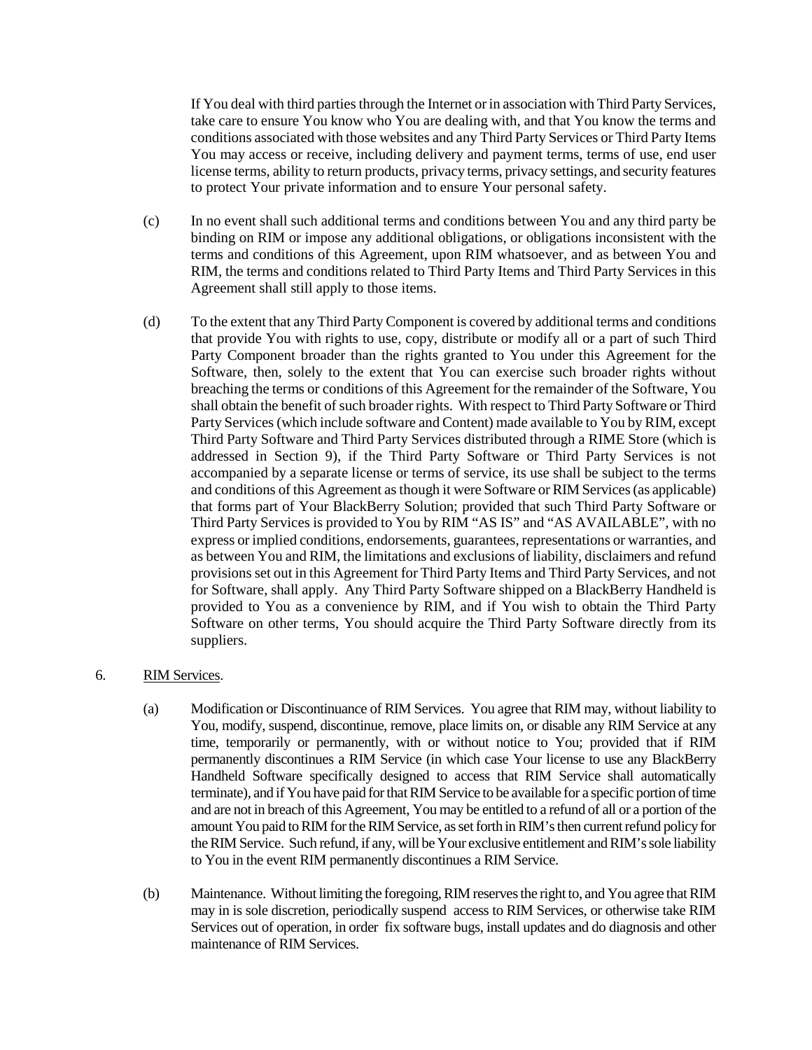If You deal with third parties through the Internet or in association with Third Party Services, take care to ensure You know who You are dealing with, and that You know the terms and conditions associated with those websites and any Third Party Services or Third Party Items You may access or receive, including delivery and payment terms, terms of use, end user license terms, ability to return products, privacy terms, privacy settings, and security features to protect Your private information and to ensure Your personal safety.

(c) In no event shall such additional terms and conditions between You and any third party be binding on RIM or impose any additional obligations, or obligations inconsistent with the terms and conditions of this Agreement, upon RIM whatsoever, and as between You and RIM, the terms and conditions related to Third Party Items and Third Party Services in this Agreement shall still apply to those items.

(d) To the extent that any Third Party Component is covered by additional terms and conditions that provide You with rights to use, copy, distribute or modify all or a part of such Third Party Component broader than the rights granted to You under this Agreement for the Software, then, solely to the extent that You can exercise such broader rights without breaching the terms or conditions of this Agreement for the remainder of the Software, You shall obtain the benefit of such broader rights. With respect to Third Party Software or Third Party Services (which include software and Content) made available to You by RIM, except Third Party Software and Third Party Services distributed through a RIME Store (which is addressed in Section 9), if the Third Party Software or Third Party Services is not accompanied by a separate license or terms of service, its use shall be subject to the terms and conditions of this Agreement as though it were Software or RIM Services (as applicable) that forms part of Your BlackBerry Solution; provided that such Third Party Software or Third Party Services is provided to You by RIM "AS IS" and "AS AVAILABLE", with no express or implied conditions, endorsements, guarantees, representations or warranties, and as between You and RIM, the limitations and exclusions of liability, disclaimers and refund provisions set out in this Agreement for Third Party Items and Third Party Services, and not for Software, shall apply. Any Third Party Software shipped on a BlackBerry Handheld is provided to You as a convenience by RIM, and if You wish to obtain the Third Party Software on other terms, You should acquire the Third Party Software directly from its suppliers.

6. RIM Services.

(a) Modification or Discontinuance of RIM Services. You agree that RIM may, without liability to You, modify, suspend, discontinue, remove, place limits on, or disable any RIM Service at any time, temporarily or permanently, with or without notice to You; provided that if RIM permanently discontinues a RIM Service (in which case Your license to use any BlackBerry Handheld Software specifically designed to access that RIM Service shall automatically terminate), and if You have paid for that RIM Service to be available for a specific portion of time and are not in breach of this Agreement, You may be entitled to a refund of all or a portion of the amount You paid to RIM for the RIM Service, as set forth in RIM's then current refund policy for the RIM Service. Such refund, if any, will be Your exclusive entitlement and RIM's sole liability to You in the event RIM permanently discontinues a RIM Service.

(b) Maintenance. Without limiting the foregoing, RIM reserves the right to, and You agree that RIM may in is sole discretion, periodically suspend access to RIM Services, or otherwise take RIM Services out of operation, in order fix software bugs, install updates and do diagnosis and other maintenance of RIM Services.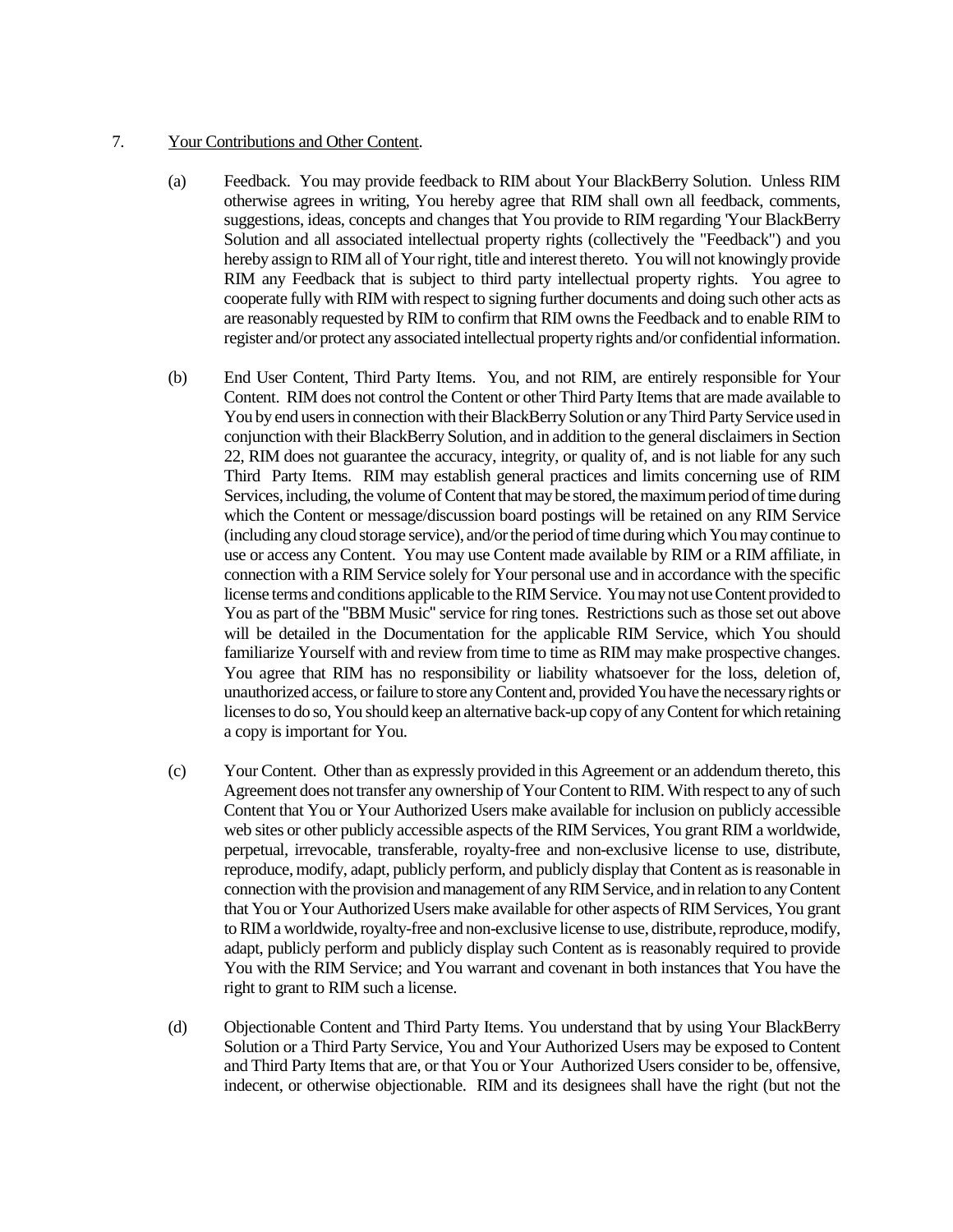7. Your Contributions and Other Content.

(a) Feedback. You may provide feedback to RIM about Your BlackBerry Solution. Unless RIM otherwise agrees in writing, You hereby agree that RIM shall own all feedback, comments, suggestions, ideas, concepts and changes that You provide to RIM regarding 'Your BlackBerry Solution and all associated intellectual property rights (collectively the "Feedback") and you hereby assign to RIM all of Your right, title and interest thereto. You will not knowingly provide RIM any Feedback that is subject to third party intellectual property rights. You agree to cooperate fully with RIM with respect to signing further documents and doing such other acts as are reasonably requested by RIM to confirm that RIM owns the Feedback and to enable RIM to register and/or protect any associated intellectual property rights and/or confidential information.

(b) End User Content, Third Party Items. You, and not RIM, are entirely responsible for Your Content. RIM does not control the Content or other Third Party Items that are made available to You by end users in connection with their BlackBerry Solution or any Third Party Service used in conjunction with their BlackBerry Solution, and in addition to the general disclaimers in Section 22, RIM does not guarantee the accuracy, integrity, or quality of, and is not liable for any such Third Party Items. RIM may establish general practices and limits concerning use of RIM Services, including, the volume of Content that may be stored, the maximum period of time during which the Content or message/discussion board postings will be retained on any RIM Service (including any cloud storage service), and/or the period of time during which You may continue to use or access any Content. You may use Content made available by RIM or a RIM affiliate, in connection with a RIM Service solely for Your personal use and in accordance with the specific license terms and conditions applicable to the RIM Service. You may not use Content provided to You as part of the "BBM Music" service for ring tones. Restrictions such as those set out above will be detailed in the Documentation for the applicable RIM Service, which You should familiarize Yourself with and review from time to time as RIM may make prospective changes. You agree that RIM has no responsibility or liability whatsoever for the loss, deletion of, unauthorized access, or failure to store any Content and, provided You have the necessary rights or licenses to do so, You should keep an alternative back-up copy of any Content for which retaining a copy is important for You.

(c) Your Content. Other than as expressly provided in this Agreement or an addendum thereto, this Agreement does not transfer any ownership of Your Content to RIM. With respect to any of such Content that You or Your Authorized Users make available for inclusion on publicly accessible web sites or other publicly accessible aspects of the RIM Services, You grant RIM a worldwide, perpetual, irrevocable, transferable, royalty-free and non-exclusive license to use, distribute, reproduce, modify, adapt, publicly perform, and publicly display that Content as is reasonable in connection with the provision and management of any RIM Service, and in relation to any Content that You or Your Authorized Users make available for other aspects of RIM Services, You grant to RIM a worldwide, royalty-free and non-exclusive license to use, distribute, reproduce, modify, adapt, publicly perform and publicly display such Content as is reasonably required to provide You with the RIM Service; and You warrant and covenant in both instances that You have the right to grant to RIM such a license.

(d) Objectionable Content and Third Party Items. You understand that by using Your BlackBerry Solution or a Third Party Service, You and Your Authorized Users may be exposed to Content and Third Party Items that are, or that You or Your Authorized Users consider to be, offensive, indecent, or otherwise objectionable. RIM and its designees shall have the right (but not the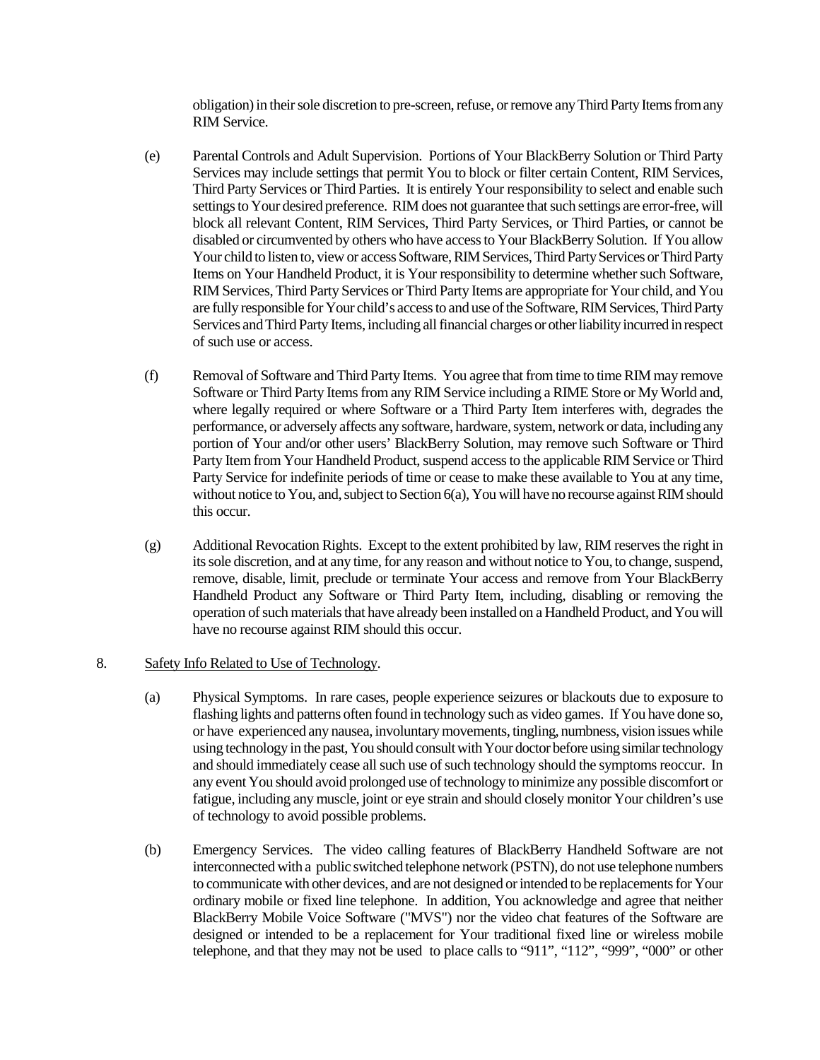obligation) in their sole discretion to pre-screen, refuse, or remove any Third Party Items from any RIM Service.

(e) Parental Controls and Adult Supervision. Portions of Your BlackBerry Solution or Third Party Services may include settings that permit You to block or filter certain Content, RIM Services, Third Party Services or Third Parties. It is entirely Your responsibility to select and enable such settings to Your desired preference. RIM does not guarantee that such settings are error-free, will block all relevant Content, RIM Services, Third Party Services, or Third Parties, or cannot be disabled or circumvented by others who have access to Your BlackBerry Solution. If You allow Your child to listen to, view or access Software, RIM Services, Third Party Services or Third Party Items on Your Handheld Product, it is Your responsibility to determine whether such Software, RIM Services, Third Party Services or Third Party Items are appropriate for Your child, and You are fully responsible for Your child's access to and use of the Software, RIM Services, Third Party Services and Third Party Items, including all financial charges or other liability incurred in respect of such use or access.

(f) Removal of Software and Third Party Items. You agree that from time to time RIM may remove Software or Third Party Items from any RIM Service including a RIME Store or My World and, where legally required or where Software or a Third Party Item interferes with, degrades the performance, or adversely affects any software, hardware, system, network or data, including any portion of Your and/or other users' BlackBerry Solution, may remove such Software or Third Party Item from Your Handheld Product, suspend access to the applicable RIM Service or Third Party Service for indefinite periods of time or cease to make these available to You at any time, without notice to You, and, subject to Section 6(a), You will have no recourse against RIM should this occur.

(g) Additional Revocation Rights. Except to the extent prohibited by law, RIM reserves the right in its sole discretion, and at any time, for any reason and without notice to You, to change, suspend, remove, disable, limit, preclude or terminate Your access and remove from Your BlackBerry Handheld Product any Software or Third Party Item, including, disabling or removing the operation of such materials that have already been installed on a Handheld Product, and You will have no recourse against RIM should this occur.

8. Safety Info Related to Use of Technology.

(a) Physical Symptoms. In rare cases, people experience seizures or blackouts due to exposure to flashing lights and patterns often found in technology such as video games. If You have done so, or have experienced any nausea, involuntary movements, tingling, numbness, vision issues while using technology in the past, You should consult with Your doctor before using similar technology and should immediately cease all such use of such technology should the symptoms reoccur. In any event You should avoid prolonged use of technology to minimize any possible discomfort or fatigue, including any muscle, joint or eye strain and should closely monitor Your children's use of technology to avoid possible problems.

(b) Emergency Services. The video calling features of BlackBerry Handheld Software are not interconnected with a public switched telephone network (PSTN), do not use telephone numbers to communicate with other devices, and are not designed or intended to be replacements for Your ordinary mobile or fixed line telephone. In addition, You acknowledge and agree that neither BlackBerry Mobile Voice Software ("MVS") nor the video chat features of the Software are designed or intended to be a replacement for Your traditional fixed line or wireless mobile telephone, and that they may not be used to place calls to "911", "112", "999", "000" or other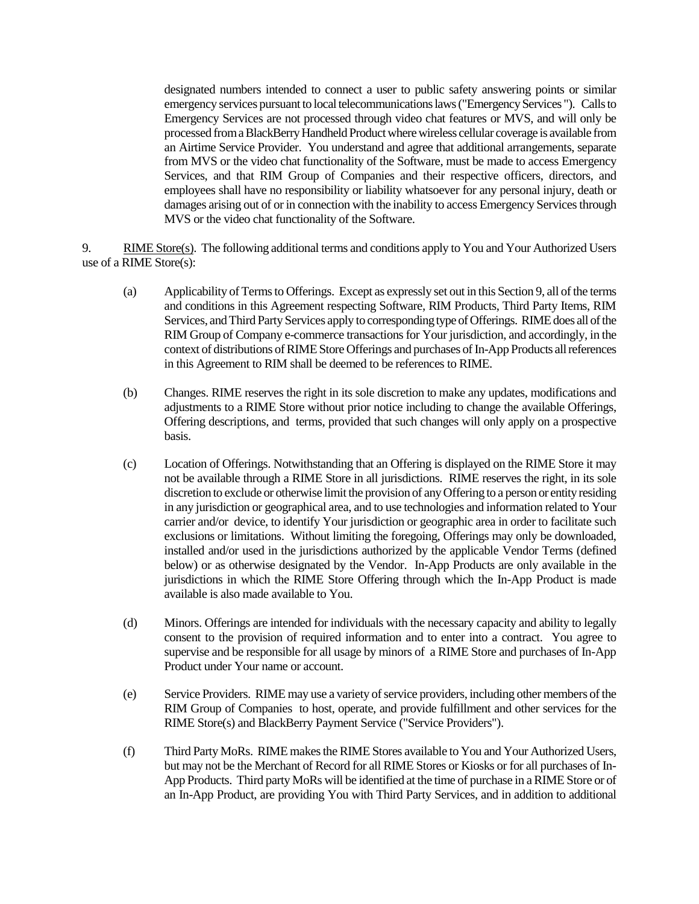designated numbers intended to connect a user to public safety answering points or similar emergency services pursuant to local telecommunications laws ("Emergency Services "). Calls to Emergency Services are not processed through video chat features or MVS, and will only be processed from a BlackBerry Handheld Product where wireless cellular coverage is available from an Airtime Service Provider. You understand and agree that additional arrangements, separate from MVS or the video chat functionality of the Software, must be made to access Emergency Services, and that RIM Group of Companies and their respective officers, directors, and employees shall have no responsibility or liability whatsoever for any personal injury, death or damages arising out of or in connection with the inability to access Emergency Services through MVS or the video chat functionality of the Software.

9. RIME Store(s). The following additional terms and conditions apply to You and Your Authorized Users use of a RIME Store(s):

(a) Applicability of Terms to Offerings. Except as expressly set out in this Section 9, all of the terms and conditions in this Agreement respecting Software, RIM Products, Third Party Items, RIM Services, and Third Party Services apply to corresponding type of Offerings. RIME does all of the RIM Group of Company e-commerce transactions for Your jurisdiction, and accordingly, in the context of distributions of RIME Store Offerings and purchases of In-App Products all references in this Agreement to RIM shall be deemed to be references to RIME.

(b) Changes. RIME reserves the right in its sole discretion to make any updates, modifications and adjustments to a RIME Store without prior notice including to change the available Offerings, Offering descriptions, and terms, provided that such changes will only apply on a prospective basis.

(c) Location of Offerings. Notwithstanding that an Offering is displayed on the RIME Store it may not be available through a RIME Store in all jurisdictions. RIME reserves the right, in its sole discretion to exclude or otherwise limit the provision of any Offering to a person or entity residing in any jurisdiction or geographical area, and to use technologies and information related to Your carrier and/or device, to identify Your jurisdiction or geographic area in order to facilitate such exclusions or limitations. Without limiting the foregoing, Offerings may only be downloaded, installed and/or used in the jurisdictions authorized by the applicable Vendor Terms (defined below) or as otherwise designated by the Vendor. In-App Products are only available in the jurisdictions in which the RIME Store Offering through which the In-App Product is made available is also made available to You.

(d) Minors. Offerings are intended for individuals with the necessary capacity and ability to legally consent to the provision of required information and to enter into a contract. You agree to supervise and be responsible for all usage by minors of a RIME Store and purchases of In-App Product under Your name or account.

(e) Service Providers. RIME may use a variety of service providers, including other members of the RIM Group of Companies to host, operate, and provide fulfillment and other services for the RIME Store(s) and BlackBerry Payment Service ("Service Providers").

(f) Third Party MoRs. RIME makes the RIME Stores available to You and Your Authorized Users, but may not be the Merchant of Record for all RIME Stores or Kiosks or for all purchases of In-App Products. Third party MoRs will be identified at the time of purchase in a RIME Store or of an In-App Product, are providing You with Third Party Services, and in addition to additional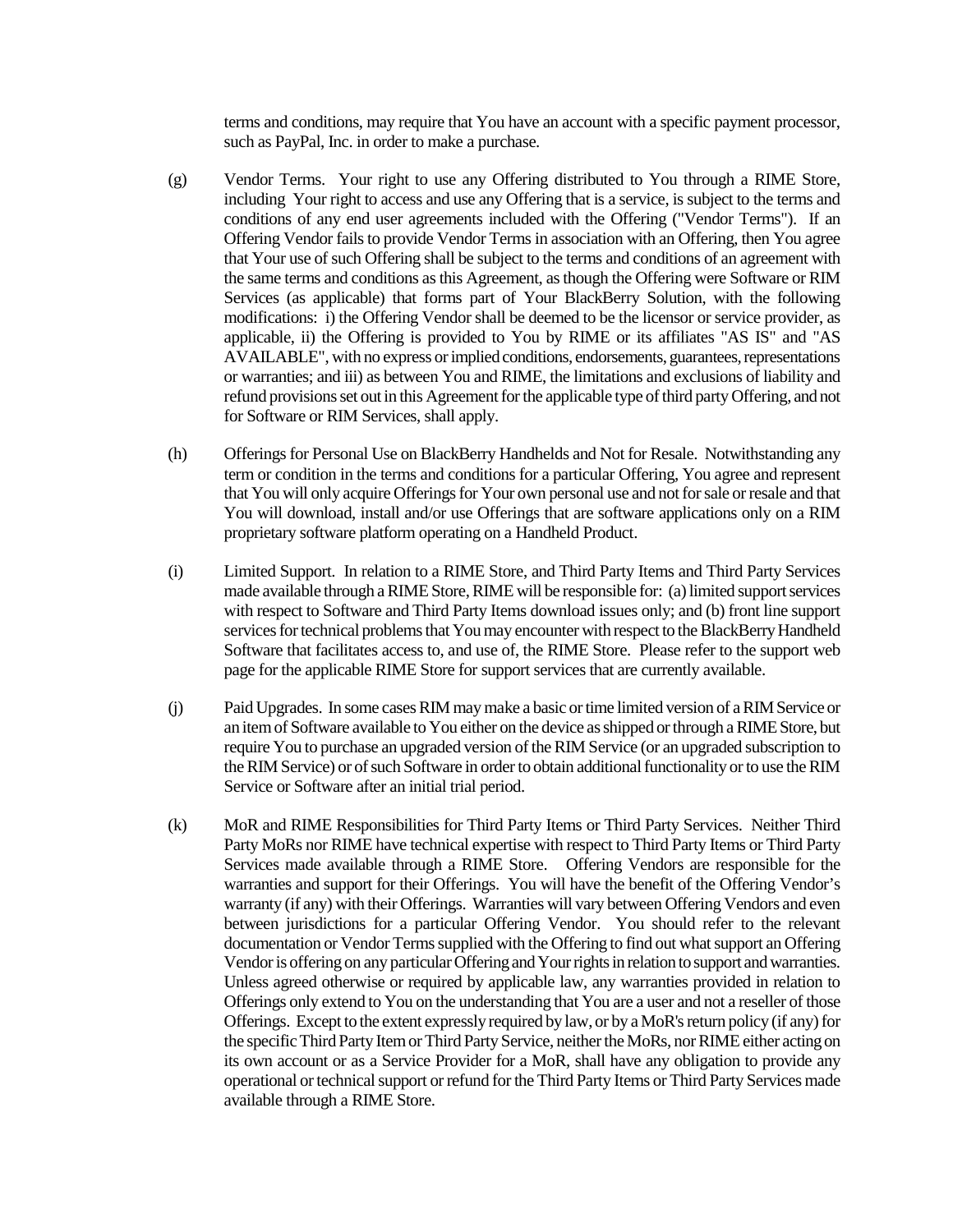terms and conditions, may require that You have an account with a specific payment processor, such as PayPal, Inc. in order to make a purchase.

(g) Vendor Terms. Your right to use any Offering distributed to You through a RIME Store, including Your right to access and use any Offering that is a service, is subject to the terms and conditions of any end user agreements included with the Offering ("Vendor Terms"). If an Offering Vendor fails to provide Vendor Terms in association with an Offering, then You agree that Your use of such Offering shall be subject to the terms and conditions of an agreement with the same terms and conditions as this Agreement, as though the Offering were Software or RIM Services (as applicable) that forms part of Your BlackBerry Solution, with the following modifications: i) the Offering Vendor shall be deemed to be the licensor or service provider, as applicable, ii) the Offering is provided to You by RIME or its affiliates "AS IS" and "AS AVAILABLE", with no express or implied conditions, endorsements, guarantees, representations or warranties; and iii) as between You and RIME, the limitations and exclusions of liability and refund provisions set out in this Agreement for the applicable type of third party Offering, and not for Software or RIM Services, shall apply.

(h) Offerings for Personal Use on BlackBerry Handhelds and Not for Resale. Notwithstanding any term or condition in the terms and conditions for a particular Offering, You agree and represent that You will only acquire Offerings for Your own personal use and not for sale or resale and that You will download, install and/or use Offerings that are software applications only on a RIM proprietary software platform operating on a Handheld Product.

(i) Limited Support. In relation to a RIME Store, and Third Party Items and Third Party Services made available through a RIME Store, RIME will be responsible for: (a) limited support services with respect to Software and Third Party Items download issues only; and (b) front line support services for technical problems that You may encounter with respect to the BlackBerry Handheld Software that facilitates access to, and use of, the RIME Store. Please refer to the support web page for the applicable RIME Store for support services that are currently available.

(j) Paid Upgrades. In some cases RIM may make a basic or time limited version of a RIM Service or an item of Software available to You either on the device as shipped or through a RIME Store, but require You to purchase an upgraded version of the RIM Service (or an upgraded subscription to the RIM Service) or of such Software in order to obtain additional functionality or to use the RIM Service or Software after an initial trial period.

(k) MoR and RIME Responsibilities for Third Party Items or Third Party Services. Neither Third Party MoRs nor RIME have technical expertise with respect to Third Party Items or Third Party Services made available through a RIME Store. Offering Vendors are responsible for the warranties and support for their Offerings. You will have the benefit of the Offering Vendor's warranty (if any) with their Offerings. Warranties will vary between Offering Vendors and even between jurisdictions for a particular Offering Vendor. You should refer to the relevant documentation or Vendor Terms supplied with the Offering to find out what support an Offering Vendor is offering on any particular Offering and Your rights in relation to support and warranties. Unless agreed otherwise or required by applicable law, any warranties provided in relation to Offerings only extend to You on the understanding that You are a user and not a reseller of those Offerings. Except to the extent expressly required by law, or by a MoR's return policy (if any) for the specific Third Party Item or Third Party Service, neither the MoRs, nor RIME either acting on its own account or as a Service Provider for a MoR, shall have any obligation to provide any operational or technical support or refund for the Third Party Items or Third Party Services made available through a RIME Store.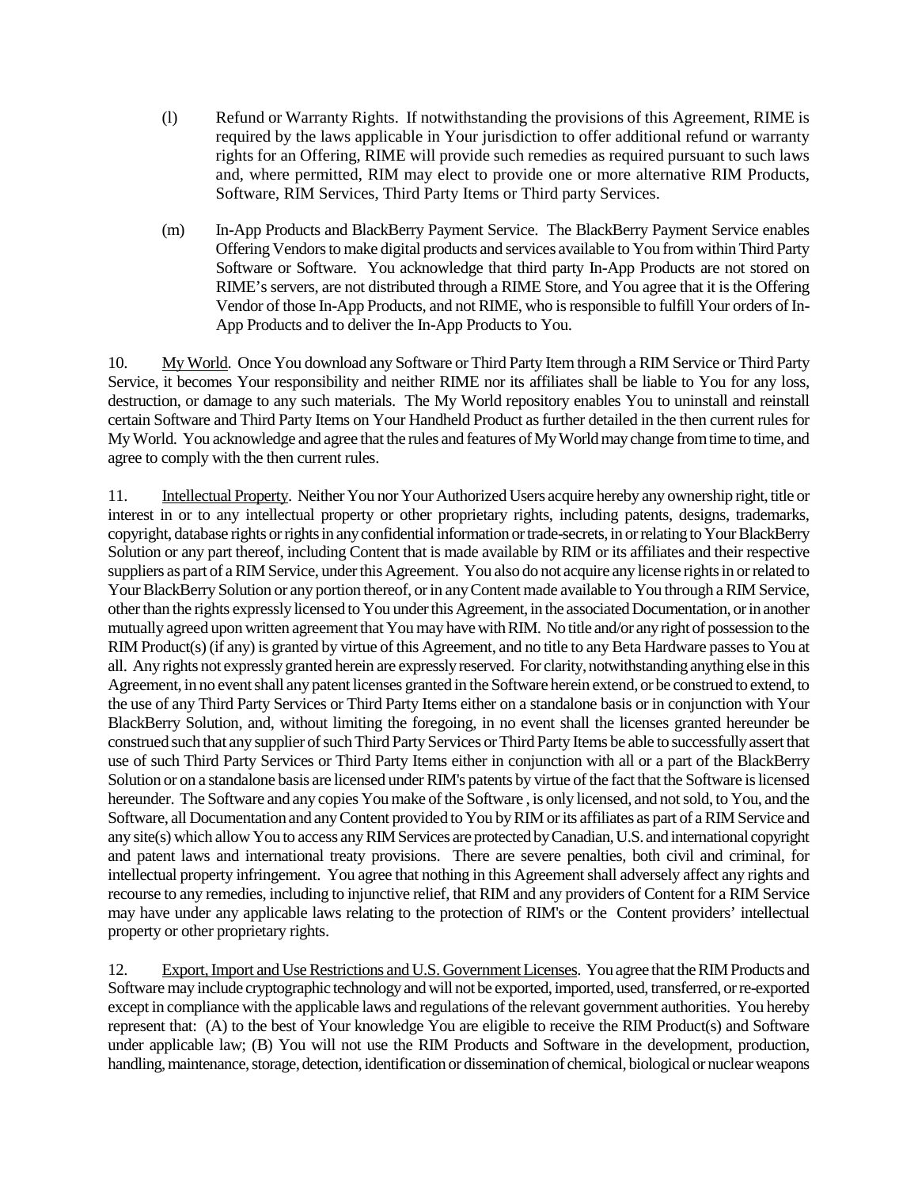(l) Refund or Warranty Rights. If notwithstanding the provisions of this Agreement, RIME is required by the laws applicable in Your jurisdiction to offer additional refund or warranty rights for an Offering, RIME will provide such remedies as required pursuant to such laws and, where permitted, RIM may elect to provide one or more alternative RIM Products, Software, RIM Services, Third Party Items or Third party Services.

(m) In-App Products and BlackBerry Payment Service. The BlackBerry Payment Service enables Offering Vendors to make digital products and services available to You from within Third Party Software or Software. You acknowledge that third party In-App Products are not stored on RIME's servers, are not distributed through a RIME Store, and You agree that it is the Offering Vendor of those In-App Products, and not RIME, who is responsible to fulfill Your orders of In-App Products and to deliver the In-App Products to You.

10. My World. Once You download any Software or Third Party Item through a RIM Service or Third Party Service, it becomes Your responsibility and neither RIME nor its affiliates shall be liable to You for any loss, destruction, or damage to any such materials. The My World repository enables You to uninstall and reinstall certain Software and Third Party Items on Your Handheld Product as further detailed in the then current rules for My World. You acknowledge and agree that the rules and features of My World may change from time to time, and agree to comply with the then current rules.

11. Intellectual Property. Neither You nor Your Authorized Users acquire hereby any ownership right, title or interest in or to any intellectual property or other proprietary rights, including patents, designs, trademarks, copyright, database rights or rights in any confidential information or trade-secrets, in or relating to Your BlackBerry Solution or any part thereof, including Content that is made available by RIM or its affiliates and their respective suppliers as part of a RIM Service, under this Agreement. You also do not acquire any license rights in or related to Your BlackBerry Solution or any portion thereof, or in any Content made available to You through a RIM Service, other than the rights expressly licensed to You under this Agreement, in the associated Documentation, or in another mutually agreed upon written agreement that You may have with RIM. No title and/or any right of possession to the RIM Product(s) (if any) is granted by virtue of this Agreement, and no title to any Beta Hardware passes to You at all. Any rights not expressly granted herein are expressly reserved. For clarity, notwithstanding anything else in this Agreement, in no event shall any patent licenses granted in the Software herein extend, or be construed to extend, to the use of any Third Party Services or Third Party Items either on a standalone basis or in conjunction with Your BlackBerry Solution, and, without limiting the foregoing, in no event shall the licenses granted hereunder be construed such that any supplier of such Third Party Services or Third Party Items be able to successfully assert that use of such Third Party Services or Third Party Items either in conjunction with all or a part of the BlackBerry Solution or on a standalone basis are licensed under RIM's patents by virtue of the fact that the Software is licensed hereunder. The Software and any copies You make of the Software , is only licensed, and not sold, to You, and the Software, all Documentation and any Content provided to You by RIM or its affiliates as part of a RIM Service and any site(s) which allow You to access any RIM Services are protected by Canadian, U.S. and international copyright and patent laws and international treaty provisions. There are severe penalties, both civil and criminal, for intellectual property infringement. You agree that nothing in this Agreement shall adversely affect any rights and recourse to any remedies, including to injunctive relief, that RIM and any providers of Content for a RIM Service may have under any applicable laws relating to the protection of RIM's or the Content providers' intellectual property or other proprietary rights.

12. Export, Import and Use Restrictions and U.S. Government Licenses. You agree that the RIM Products and Software may include cryptographic technology and will not be exported, imported, used, transferred, or re-exported except in compliance with the applicable laws and regulations of the relevant government authorities. You hereby represent that: (A) to the best of Your knowledge You are eligible to receive the RIM Product(s) and Software under applicable law; (B) You will not use the RIM Products and Software in the development, production, handling, maintenance, storage, detection, identification or dissemination of chemical, biological or nuclear weapons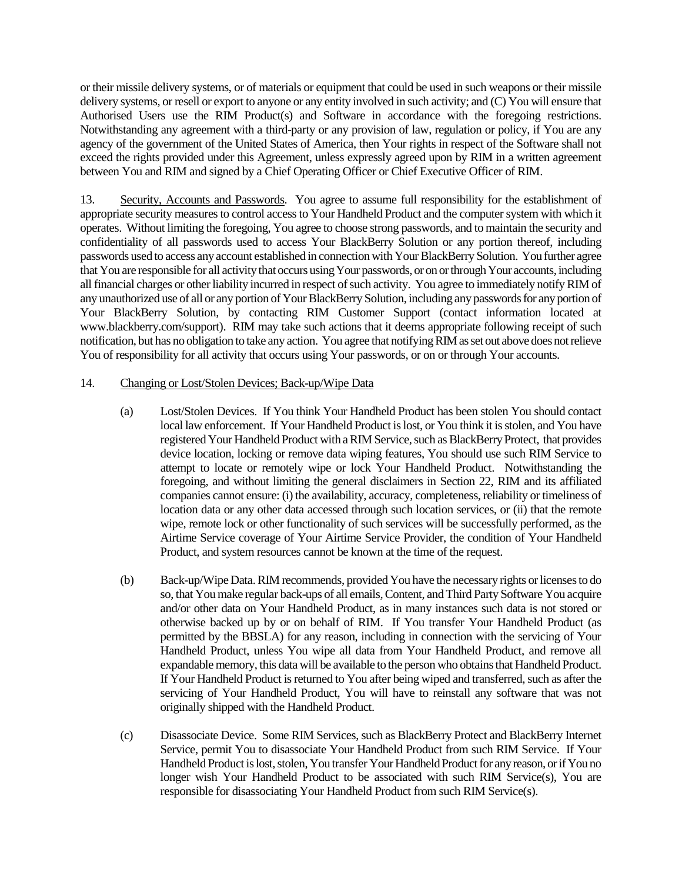or their missile delivery systems, or of materials or equipment that could be used in such weapons or their missile delivery systems, or resell or export to anyone or any entity involved in such activity; and (C) You will ensure that Authorised Users use the RIM Product(s) and Software in accordance with the foregoing restrictions. Notwithstanding any agreement with a third-party or any provision of law, regulation or policy, if You are any agency of the government of the United States of America, then Your rights in respect of the Software shall not exceed the rights provided under this Agreement, unless expressly agreed upon by RIM in a written agreement between You and RIM and signed by a Chief Operating Officer or Chief Executive Officer of RIM.

13. Security, Accounts and Passwords. You agree to assume full responsibility for the establishment of appropriate security measures to control access to Your Handheld Product and the computer system with which it operates. Without limiting the foregoing, You agree to choose strong passwords, and to maintain the security and confidentiality of all passwords used to access Your BlackBerry Solution or any portion thereof, including passwords used to access any account established in connection with Your BlackBerry Solution. You further agree that You are responsible for all activity that occurs using Your passwords, or on or through Your accounts, including all financial charges or other liability incurred in respect of such activity. You agree to immediately notify RIM of any unauthorized use of all or any portion of Your BlackBerry Solution, including any passwords for any portion of Your BlackBerry Solution, by contacting RIM Customer Support (contact information located at www.blackberry.com/support). RIM may take such actions that it deems appropriate following receipt of such notification, but has no obligation to take any action. You agree that notifying RIM as set out above does not relieve You of responsibility for all activity that occurs using Your passwords, or on or through Your accounts.

14. Changing or Lost/Stolen Devices; Back-up/Wipe Data

(a) Lost/Stolen Devices. If You think Your Handheld Product has been stolen You should contact local law enforcement. If Your Handheld Product is lost, or You think it is stolen, and You have registered Your Handheld Product with a RIM Service, such as BlackBerry Protect, that provides device location, locking or remove data wiping features, You should use such RIM Service to attempt to locate or remotely wipe or lock Your Handheld Product. Notwithstanding the foregoing, and without limiting the general disclaimers in Section 22, RIM and its affiliated companies cannot ensure: (i) the availability, accuracy, completeness, reliability or timeliness of location data or any other data accessed through such location services, or (ii) that the remote wipe, remote lock or other functionality of such services will be successfully performed, as the Airtime Service coverage of Your Airtime Service Provider, the condition of Your Handheld Product, and system resources cannot be known at the time of the request.

(b) Back-up/Wipe Data. RIM recommends, provided You have the necessary rights or licenses to do so, that You make regular back-ups of all emails, Content, and Third Party Software You acquire and/or other data on Your Handheld Product, as in many instances such data is not stored or otherwise backed up by or on behalf of RIM. If You transfer Your Handheld Product (as permitted by the BBSLA) for any reason, including in connection with the servicing of Your Handheld Product, unless You wipe all data from Your Handheld Product, and remove all expandable memory, this data will be available to the person who obtains that Handheld Product. If Your Handheld Product is returned to You after being wiped and transferred, such as after the servicing of Your Handheld Product, You will have to reinstall any software that was not originally shipped with the Handheld Product.

(c) Disassociate Device. Some RIM Services, such as BlackBerry Protect and BlackBerry Internet Service, permit You to disassociate Your Handheld Product from such RIM Service. If Your Handheld Product is lost, stolen, You transfer Your Handheld Product for any reason, or if You no longer wish Your Handheld Product to be associated with such RIM Service(s), You are responsible for disassociating Your Handheld Product from such RIM Service(s).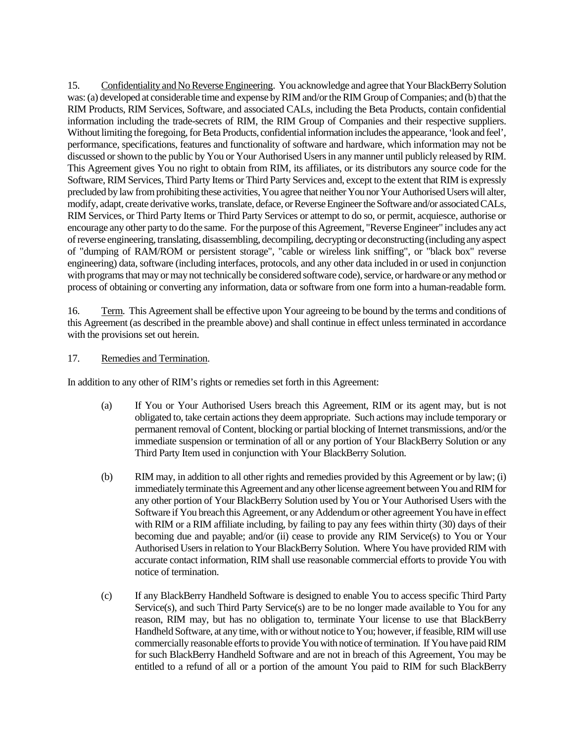15. Confidentiality and No Reverse Engineering. You acknowledge and agree that Your BlackBerry Solution was: (a) developed at considerable time and expense by RIM and/or the RIM Group of Companies; and (b) that the RIM Products, RIM Services, Software, and associated CALs, including the Beta Products, contain confidential information including the trade-secrets of RIM, the RIM Group of Companies and their respective suppliers. Without limiting the foregoing, for Beta Products, confidential information includes the appearance, 'look and feel', performance, specifications, features and functionality of software and hardware, which information may not be discussed or shown to the public by You or Your Authorised Users in any manner until publicly released by RIM. This Agreement gives You no right to obtain from RIM, its affiliates, or its distributors any source code for the Software, RIM Services, Third Party Items or Third Party Services and, except to the extent that RIM is expressly precluded by law from prohibiting these activities, You agree that neither You nor Your Authorised Users will alter, modify, adapt, create derivative works, translate, deface, or Reverse Engineer the Software and/or associated CALs, RIM Services, or Third Party Items or Third Party Services or attempt to do so, or permit, acquiesce, authorise or encourage any other party to do the same. For the purpose of this Agreement, "Reverse Engineer" includes any act of reverse engineering, translating, disassembling, decompiling, decrypting or deconstructing (including any aspect of "dumping of RAM/ROM or persistent storage", "cable or wireless link sniffing", or "black box" reverse engineering) data, software (including interfaces, protocols, and any other data included in or used in conjunction with programs that may or may not technically be considered software code), service, or hardware or any method or process of obtaining or converting any information, data or software from one form into a human-readable form.

16. Term. This Agreement shall be effective upon Your agreeing to be bound by the terms and conditions of this Agreement (as described in the preamble above) and shall continue in effect unless terminated in accordance with the provisions set out herein.

17. Remedies and Termination.

In addition to any other of RIM's rights or remedies set forth in this Agreement:

(a) If You or Your Authorised Users breach this Agreement, RIM or its agent may, but is not obligated to, take certain actions they deem appropriate. Such actions may include temporary or permanent removal of Content, blocking or partial blocking of Internet transmissions, and/or the immediate suspension or termination of all or any portion of Your BlackBerry Solution or any Third Party Item used in conjunction with Your BlackBerry Solution.

(b) RIM may, in addition to all other rights and remedies provided by this Agreement or by law; (i) immediately terminate this Agreement and any other license agreement between You and RIM for any other portion of Your BlackBerry Solution used by You or Your Authorised Users with the Software if You breach this Agreement, or any Addendum or other agreement You have in effect with RIM or a RIM affiliate including, by failing to pay any fees within thirty (30) days of their becoming due and payable; and/or (ii) cease to provide any RIM Service(s) to You or Your Authorised Users in relation to Your BlackBerry Solution. Where You have provided RIM with accurate contact information, RIM shall use reasonable commercial efforts to provide You with notice of termination.

(c) If any BlackBerry Handheld Software is designed to enable You to access specific Third Party Service(s), and such Third Party Service(s) are to be no longer made available to You for any reason, RIM may, but has no obligation to, terminate Your license to use that BlackBerry Handheld Software, at any time, with or without notice to You; however, if feasible, RIM will use commercially reasonable efforts to provide You with notice of termination. If You have paid RIM for such BlackBerry Handheld Software and are not in breach of this Agreement, You may be entitled to a refund of all or a portion of the amount You paid to RIM for such BlackBerry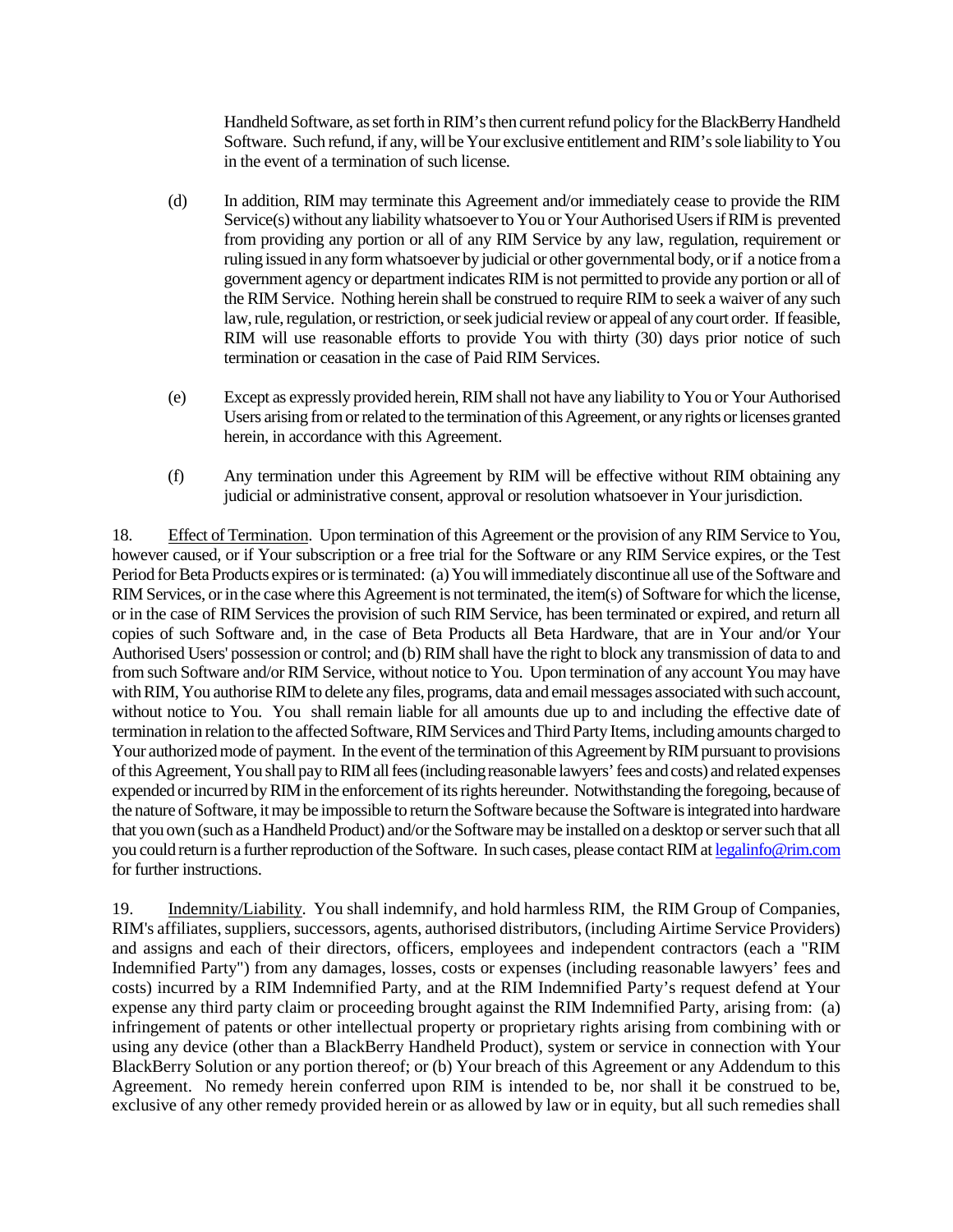Handheld Software, as set forth in RIM's then current refund policy for the BlackBerry Handheld Software. Such refund, if any, will be Your exclusive entitlement and RIM's sole liability to You in the event of a termination of such license.

(d) In addition, RIM may terminate this Agreement and/or immediately cease to provide the RIM Service(s) without any liability whatsoever to You or Your Authorised Users if RIM is prevented from providing any portion or all of any RIM Service by any law, regulation, requirement or ruling issued in any form whatsoever by judicial or other governmental body, or if a notice from a government agency or department indicates RIM is not permitted to provide any portion or all of the RIM Service. Nothing herein shall be construed to require RIM to seek a waiver of any such law, rule, regulation, or restriction, or seek judicial review or appeal of any court order. If feasible, RIM will use reasonable efforts to provide You with thirty (30) days prior notice of such termination or ceasation in the case of Paid RIM Services.

(e) Except as expressly provided herein, RIM shall not have any liability to You or Your Authorised Users arising from or related to the termination of this Agreement, or any rights or licenses granted herein, in accordance with this Agreement.

(f) Any termination under this Agreement by RIM will be effective without RIM obtaining any judicial or administrative consent, approval or resolution whatsoever in Your jurisdiction.

18. Effect of Termination. Upon termination of this Agreement or the provision of any RIM Service to You, however caused, or if Your subscription or a free trial for the Software or any RIM Service expires, or the Test Period for Beta Products expires or is terminated: (a) You will immediately discontinue all use of the Software and RIM Services, or in the case where this Agreement is not terminated, the item(s) of Software for which the license, or in the case of RIM Services the provision of such RIM Service, has been terminated or expired, and return all copies of such Software and, in the case of Beta Products all Beta Hardware, that are in Your and/or Your Authorised Users' possession or control; and (b) RIM shall have the right to block any transmission of data to and from such Software and/or RIM Service, without notice to You. Upon termination of any account You may have with RIM, You authorise RIM to delete any files, programs, data and email messages associated with such account, without notice to You. You shall remain liable for all amounts due up to and including the effective date of termination in relation to the affected Software, RIM Services and Third Party Items, including amounts charged to Your authorized mode of payment. In the event of the termination of this Agreement by RIM pursuant to provisions of this Agreement, You shall pay to RIM all fees (including reasonable lawyers' fees and costs) and related expenses expended or incurred by RIM in the enforcement of its rights hereunder. Notwithstanding the foregoing, because of the nature of Software, it may be impossible to return the Software because the Software is integrated into hardware that you own (such as a Handheld Product) and/or the Software may be installed on a desktop or server such that all you could return is a further reproduction of the Software. In such cases, please contact RIM at legalinfo@rim.com for further instructions.

19. Indemnity/Liability. You shall indemnify, and hold harmless RIM, the RIM Group of Companies, RIM's affiliates, suppliers, successors, agents, authorised distributors, (including Airtime Service Providers) and assigns and each of their directors, officers, employees and independent contractors (each a "RIM Indemnified Party") from any damages, losses, costs or expenses (including reasonable lawyers' fees and costs) incurred by a RIM Indemnified Party, and at the RIM Indemnified Party's request defend at Your expense any third party claim or proceeding brought against the RIM Indemnified Party, arising from: (a) infringement of patents or other intellectual property or proprietary rights arising from combining with or using any device (other than a BlackBerry Handheld Product), system or service in connection with Your BlackBerry Solution or any portion thereof; or (b) Your breach of this Agreement or any Addendum to this Agreement. No remedy herein conferred upon RIM is intended to be, nor shall it be construed to be, exclusive of any other remedy provided herein or as allowed by law or in equity, but all such remedies shall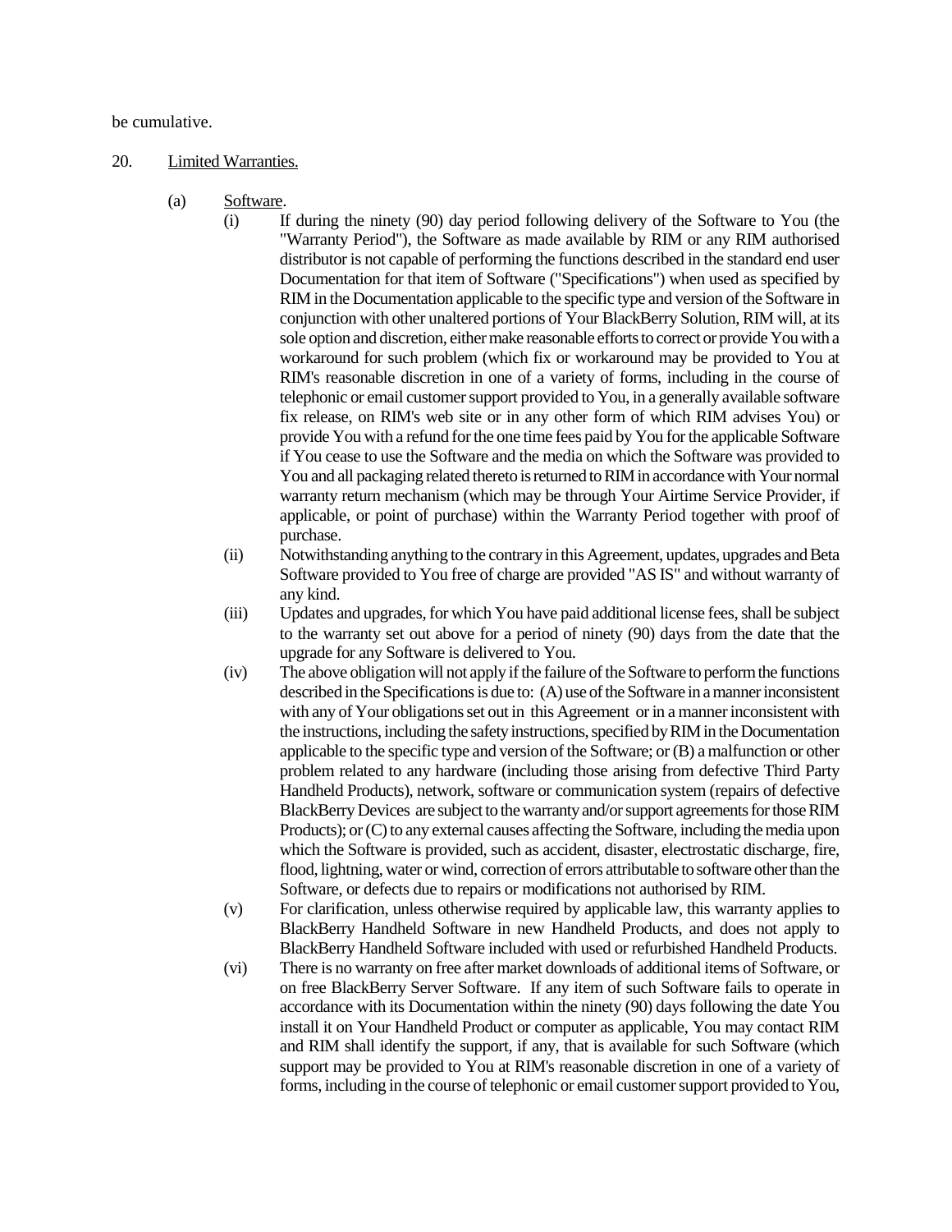be cumulative.

20. <u>Limited Warranties.</u>

(a) <u>Software</u>.

(i) If during the ninety (90) day period following delivery of the Software to You (the "Warranty Period"), the Software as made available by RIM or any RIM authorised distributor is not capable of performing the functions described in the standard end user Documentation for that item of Software ("Specifications") when used as specified by RIM in the Documentation applicable to the specific type and version of the Software in conjunction with other unaltered portions of Your BlackBerry Solution, RIM will, at its sole option and discretion, either make reasonable efforts to correct or provide You with a workaround for such problem (which fix or workaround may be provided to You at RIM's reasonable discretion in one of a variety of forms, including in the course of telephonic or email customer support provided to You, in a generally available software fix release, on RIM's web site or in any other form of which RIM advises You) or provide You with a refund for the one time fees paid by You for the applicable Software if You cease to use the Software and the media on which the Software was provided to You and all packaging related thereto is returned to RIM in accordance with Your normal warranty return mechanism (which may be through Your Airtime Service Provider, if applicable, or point of purchase) within the Warranty Period together with proof of purchase.

(ii) Notwithstanding anything to the contrary in this Agreement, updates, upgrades and Beta Software provided to You free of charge are provided "AS IS" and without warranty of any kind.

(iii) Updates and upgrades, for which You have paid additional license fees, shall be subject to the warranty set out above for a period of ninety (90) days from the date that the upgrade for any Software is delivered to You.

(iv) The above obligation will not apply if the failure of the Software to perform the functions described in the Specifications is due to: (A) use of the Software in a manner inconsistent with any of Your obligations set out in this Agreement or in a manner inconsistent with the instructions, including the safety instructions, specified by RIM in the Documentation applicable to the specific type and version of the Software; or (B) a malfunction or other problem related to any hardware (including those arising from defective Third Party Handheld Products), network, software or communication system (repairs of defective BlackBerry Devices are subject to the warranty and/or support agreements for those RIM Products); or (C) to any external causes affecting the Software, including the media upon which the Software is provided, such as accident, disaster, electrostatic discharge, fire, flood, lightning, water or wind, correction of errors attributable to software other than the Software, or defects due to repairs or modifications not authorised by RIM.

(v) For clarification, unless otherwise required by applicable law, this warranty applies to BlackBerry Handheld Software in new Handheld Products, and does not apply to BlackBerry Handheld Software included with used or refurbished Handheld Products.

(vi) There is no warranty on free after market downloads of additional items of Software, or on free BlackBerry Server Software. If any item of such Software fails to operate in accordance with its Documentation within the ninety (90) days following the date You install it on Your Handheld Product or computer as applicable, You may contact RIM and RIM shall identify the support, if any, that is available for such Software (which support may be provided to You at RIM's reasonable discretion in one of a variety of forms, including in the course of telephonic or email customer support provided to You,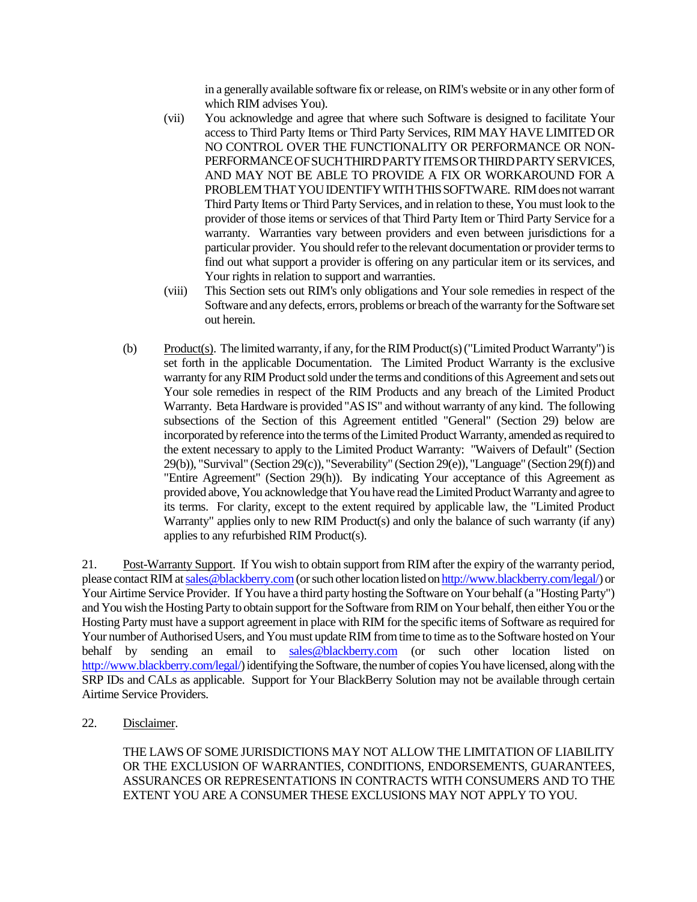in a generally available software fix or release, on RIM's website or in any other form of which RIM advises You).

(vii) You acknowledge and agree that where such Software is designed to facilitate Your access to Third Party Items or Third Party Services, RIM MAY HAVE LIMITED OR NO CONTROL OVER THE FUNCTIONALITY OR PERFORMANCE OR NON-PERFORMANCE OF SUCH THIRD PARTY ITEMS OR THIRD PARTY SERVICES, AND MAY NOT BE ABLE TO PROVIDE A FIX OR WORKAROUND FOR A PROBLEM THAT YOU IDENTIFY WITH THIS SOFTWARE. RIM does not warrant Third Party Items or Third Party Services, and in relation to these, You must look to the provider of those items or services of that Third Party Item or Third Party Service for a warranty. Warranties vary between providers and even between jurisdictions for a particular provider. You should refer to the relevant documentation or provider terms to find out what support a provider is offering on any particular item or its services, and Your rights in relation to support and warranties.

(viii) This Section sets out RIM's only obligations and Your sole remedies in respect of the Software and any defects, errors, problems or breach of the warranty for the Software set out herein.

(b) Product(s). The limited warranty, if any, for the RIM Product(s) ("Limited Product Warranty") is set forth in the applicable Documentation. The Limited Product Warranty is the exclusive warranty for any RIM Product sold under the terms and conditions of this Agreement and sets out Your sole remedies in respect of the RIM Products and any breach of the Limited Product Warranty. Beta Hardware is provided "AS IS" and without warranty of any kind. The following subsections of the Section of this Agreement entitled "General" (Section 29) below are incorporated by reference into the terms of the Limited Product Warranty, amended as required to the extent necessary to apply to the Limited Product Warranty: "Waivers of Default" (Section 29(b)), "Survival" (Section 29(c)), "Severability" (Section 29(e)), "Language" (Section 29(f)) and "Entire Agreement" (Section 29(h)). By indicating Your acceptance of this Agreement as provided above, You acknowledge that You have read the Limited Product Warranty and agree to its terms. For clarity, except to the extent required by applicable law, the "Limited Product Warranty" applies only to new RIM Product(s) and only the balance of such warranty (if any) applies to any refurbished RIM Product(s).

21. Post-Warranty Support. If You wish to obtain support from RIM after the expiry of the warranty period, please contact RIM at sales@blackberry.com (or such other location listed on http://www.blackberry.com/legal/) or Your Airtime Service Provider. If You have a third party hosting the Software on Your behalf (a "Hosting Party") and You wish the Hosting Party to obtain support for the Software from RIM on Your behalf, then either You or the Hosting Party must have a support agreement in place with RIM for the specific items of Software as required for Your number of Authorised Users, and You must update RIM from time to time as to the Software hosted on Your behalf by sending an email to sales@blackberry.com (or such other location listed on http://www.blackberry.com/legal/) identifying the Software, the number of copies You have licensed, along with the SRP IDs and CALs as applicable. Support for Your BlackBerry Solution may not be available through certain Airtime Service Providers.

22. Disclaimer.

THE LAWS OF SOME JURISDICTIONS MAY NOT ALLOW THE LIMITATION OF LIABILITY OR THE EXCLUSION OF WARRANTIES, CONDITIONS, ENDORSEMENTS, GUARANTEES, ASSURANCES OR REPRESENTATIONS IN CONTRACTS WITH CONSUMERS AND TO THE EXTENT YOU ARE A CONSUMER THESE EXCLUSIONS MAY NOT APPLY TO YOU.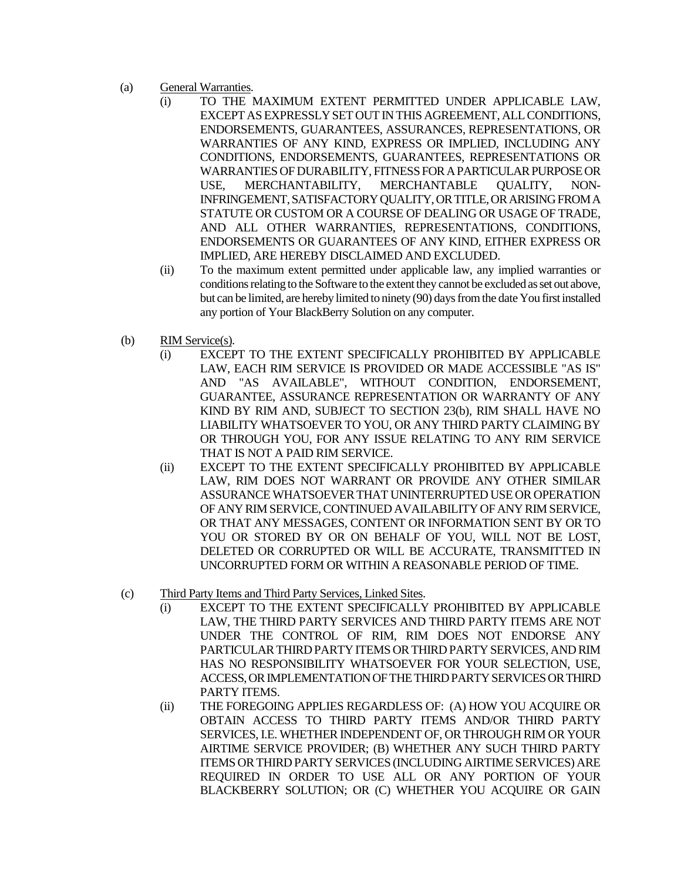(a) General Warranties.

(i) TO THE MAXIMUM EXTENT PERMITTED UNDER APPLICABLE LAW, EXCEPT AS EXPRESSLY SET OUT IN THIS AGREEMENT, ALL CONDITIONS, ENDORSEMENTS, GUARANTEES, ASSURANCES, REPRESENTATIONS, OR WARRANTIES OF ANY KIND, EXPRESS OR IMPLIED, INCLUDING ANY CONDITIONS, ENDORSEMENTS, GUARANTEES, REPRESENTATIONS OR WARRANTIES OF DURABILITY, FITNESS FOR A PARTICULAR PURPOSE OR USE, MERCHANTABILITY, MERCHANTABLE QUALITY, NON-INFRINGEMENT, SATISFACTORY QUALITY, OR TITLE, OR ARISING FROM A STATUTE OR CUSTOM OR A COURSE OF DEALING OR USAGE OF TRADE, AND ALL OTHER WARRANTIES, REPRESENTATIONS, CONDITIONS, ENDORSEMENTS OR GUARANTEES OF ANY KIND, EITHER EXPRESS OR IMPLIED, ARE HEREBY DISCLAIMED AND EXCLUDED.

(ii) To the maximum extent permitted under applicable law, any implied warranties or conditions relating to the Software to the extent they cannot be excluded as set out above, but can be limited, are hereby limited to ninety (90) days from the date You first installed any portion of Your BlackBerry Solution on any computer.

(b) RIM Service(s).

(i) EXCEPT TO THE EXTENT SPECIFICALLY PROHIBITED BY APPLICABLE LAW, EACH RIM SERVICE IS PROVIDED OR MADE ACCESSIBLE "AS IS" AND "AS AVAILABLE", WITHOUT CONDITION, ENDORSEMENT, GUARANTEE, ASSURANCE REPRESENTATION OR WARRANTY OF ANY KIND BY RIM AND, SUBJECT TO SECTION 23(b), RIM SHALL HAVE NO LIABILITY WHATSOEVER TO YOU, OR ANY THIRD PARTY CLAIMING BY OR THROUGH YOU, FOR ANY ISSUE RELATING TO ANY RIM SERVICE THAT IS NOT A PAID RIM SERVICE.

(ii) EXCEPT TO THE EXTENT SPECIFICALLY PROHIBITED BY APPLICABLE LAW, RIM DOES NOT WARRANT OR PROVIDE ANY OTHER SIMILAR ASSURANCE WHATSOEVER THAT UNINTERRUPTED USE OR OPERATION OF ANY RIM SERVICE, CONTINUED AVAILABILITY OF ANY RIM SERVICE, OR THAT ANY MESSAGES, CONTENT OR INFORMATION SENT BY OR TO YOU OR STORED BY OR ON BEHALF OF YOU, WILL NOT BE LOST, DELETED OR CORRUPTED OR WILL BE ACCURATE, TRANSMITTED IN UNCORRUPTED FORM OR WITHIN A REASONABLE PERIOD OF TIME.

(c) Third Party Items and Third Party Services, Linked Sites.

(i) EXCEPT TO THE EXTENT SPECIFICALLY PROHIBITED BY APPLICABLE LAW, THE THIRD PARTY SERVICES AND THIRD PARTY ITEMS ARE NOT UNDER THE CONTROL OF RIM, RIM DOES NOT ENDORSE ANY PARTICULAR THIRD PARTY ITEMS OR THIRD PARTY SERVICES, AND RIM HAS NO RESPONSIBILITY WHATSOEVER FOR YOUR SELECTION, USE, ACCESS, OR IMPLEMENTATION OF THE THIRD PARTY SERVICES OR THIRD PARTY ITEMS.

(ii) THE FOREGOING APPLIES REGARDLESS OF: (A) HOW YOU ACQUIRE OR OBTAIN ACCESS TO THIRD PARTY ITEMS AND/OR THIRD PARTY SERVICES, I.E. WHETHER INDEPENDENT OF, OR THROUGH RIM OR YOUR AIRTIME SERVICE PROVIDER; (B) WHETHER ANY SUCH THIRD PARTY ITEMS OR THIRD PARTY SERVICES (INCLUDING AIRTIME SERVICES) ARE REQUIRED IN ORDER TO USE ALL OR ANY PORTION OF YOUR BLACKBERRY SOLUTION; OR (C) WHETHER YOU ACQUIRE OR GAIN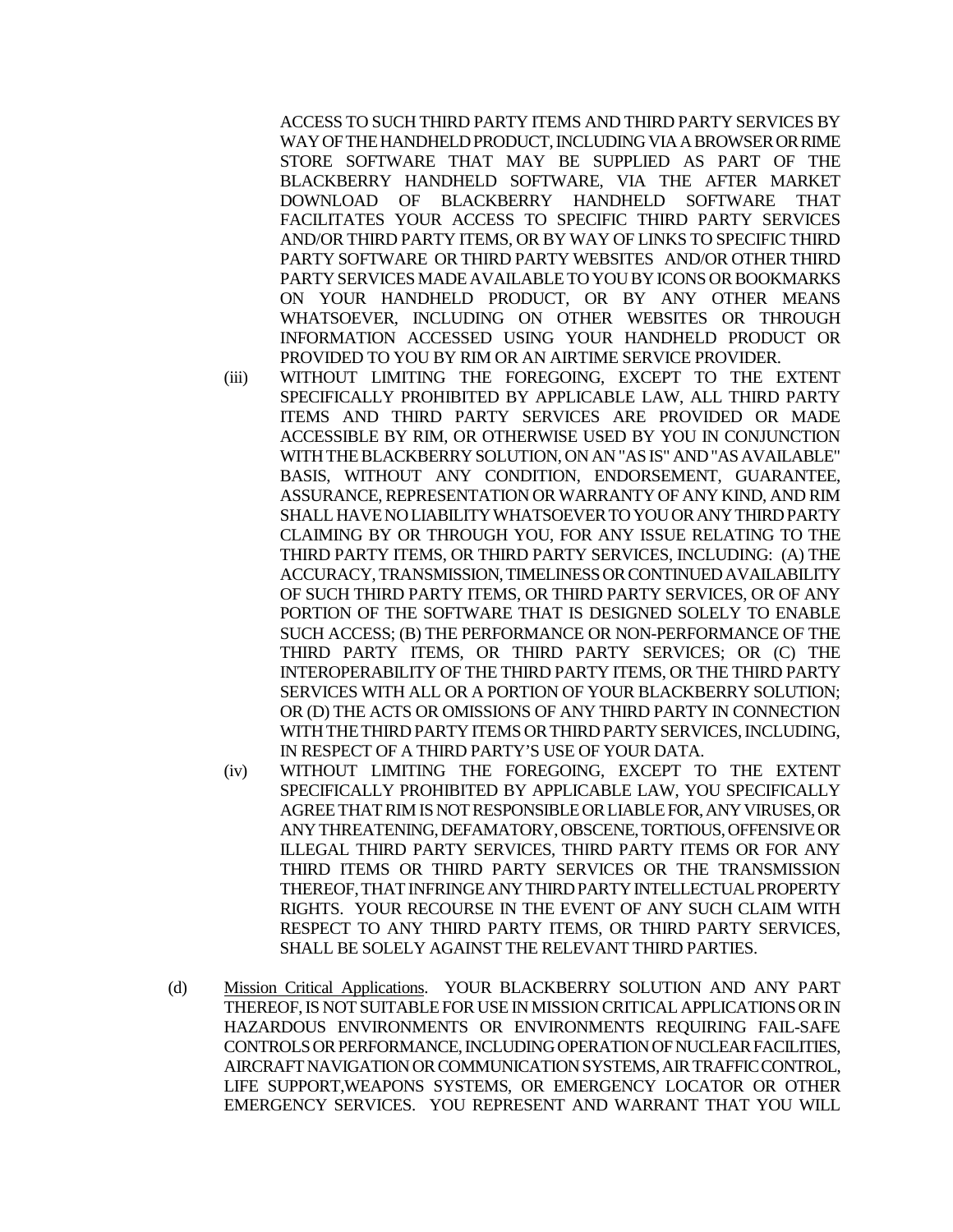ACCESS TO SUCH THIRD PARTY ITEMS AND THIRD PARTY SERVICES BY WAY OF THE HANDHELD PRODUCT, INCLUDING VIA A BROWSER OR RIME STORE SOFTWARE THAT MAY BE SUPPLIED AS PART OF THE BLACKBERRY HANDHELD SOFTWARE, VIA THE AFTER MARKET DOWNLOAD OF BLACKBERRY HANDHELD SOFTWARE THAT FACILITATES YOUR ACCESS TO SPECIFIC THIRD PARTY SERVICES AND/OR THIRD PARTY ITEMS, OR BY WAY OF LINKS TO SPECIFIC THIRD PARTY SOFTWARE OR THIRD PARTY WEBSITES AND/OR OTHER THIRD PARTY SERVICES MADE AVAILABLE TO YOU BY ICONS OR BOOKMARKS ON YOUR HANDHELD PRODUCT, OR BY ANY OTHER MEANS WHATSOEVER, INCLUDING ON OTHER WEBSITES OR THROUGH INFORMATION ACCESSED USING YOUR HANDHELD PRODUCT OR PROVIDED TO YOU BY RIM OR AN AIRTIME SERVICE PROVIDER.

(iii) WITHOUT LIMITING THE FOREGOING, EXCEPT TO THE EXTENT SPECIFICALLY PROHIBITED BY APPLICABLE LAW, ALL THIRD PARTY ITEMS AND THIRD PARTY SERVICES ARE PROVIDED OR MADE ACCESSIBLE BY RIM, OR OTHERWISE USED BY YOU IN CONJUNCTION WITH THE BLACKBERRY SOLUTION, ON AN "AS IS" AND "AS AVAILABLE" BASIS, WITHOUT ANY CONDITION, ENDORSEMENT, GUARANTEE, ASSURANCE, REPRESENTATION OR WARRANTY OF ANY KIND, AND RIM SHALL HAVE NO LIABILITY WHATSOEVER TO YOU OR ANY THIRD PARTY CLAIMING BY OR THROUGH YOU, FOR ANY ISSUE RELATING TO THE THIRD PARTY ITEMS, OR THIRD PARTY SERVICES, INCLUDING: (A) THE ACCURACY, TRANSMISSION, TIMELINESS OR CONTINUED AVAILABILITY OF SUCH THIRD PARTY ITEMS, OR THIRD PARTY SERVICES, OR OF ANY PORTION OF THE SOFTWARE THAT IS DESIGNED SOLELY TO ENABLE SUCH ACCESS; (B) THE PERFORMANCE OR NON-PERFORMANCE OF THE THIRD PARTY ITEMS, OR THIRD PARTY SERVICES; OR (C) THE INTEROPERABILITY OF THE THIRD PARTY ITEMS, OR THE THIRD PARTY SERVICES WITH ALL OR A PORTION OF YOUR BLACKBERRY SOLUTION; OR (D) THE ACTS OR OMISSIONS OF ANY THIRD PARTY IN CONNECTION WITH THE THIRD PARTY ITEMS OR THIRD PARTY SERVICES, INCLUDING, IN RESPECT OF A THIRD PARTY'S USE OF YOUR DATA.

(iv) WITHOUT LIMITING THE FOREGOING, EXCEPT TO THE EXTENT SPECIFICALLY PROHIBITED BY APPLICABLE LAW, YOU SPECIFICALLY AGREE THAT RIM IS NOT RESPONSIBLE OR LIABLE FOR, ANY VIRUSES, OR ANY THREATENING, DEFAMATORY, OBSCENE, TORTIOUS, OFFENSIVE OR ILLEGAL THIRD PARTY SERVICES, THIRD PARTY ITEMS OR FOR ANY THIRD ITEMS OR THIRD PARTY SERVICES OR THE TRANSMISSION THEREOF, THAT INFRINGE ANY THIRD PARTY INTELLECTUAL PROPERTY RIGHTS. YOUR RECOURSE IN THE EVENT OF ANY SUCH CLAIM WITH RESPECT TO ANY THIRD PARTY ITEMS, OR THIRD PARTY SERVICES, SHALL BE SOLELY AGAINST THE RELEVANT THIRD PARTIES.

(d) Mission Critical Applications. YOUR BLACKBERRY SOLUTION AND ANY PART THEREOF, IS NOT SUITABLE FOR USE IN MISSION CRITICAL APPLICATIONS OR IN HAZARDOUS ENVIRONMENTS OR ENVIRONMENTS REQUIRING FAIL-SAFE CONTROLS OR PERFORMANCE, INCLUDING OPERATION OF NUCLEAR FACILITIES, AIRCRAFT NAVIGATION OR COMMUNICATION SYSTEMS, AIR TRAFFIC CONTROL, LIFE SUPPORT,WEAPONS SYSTEMS, OR EMERGENCY LOCATOR OR OTHER EMERGENCY SERVICES. YOU REPRESENT AND WARRANT THAT YOU WILL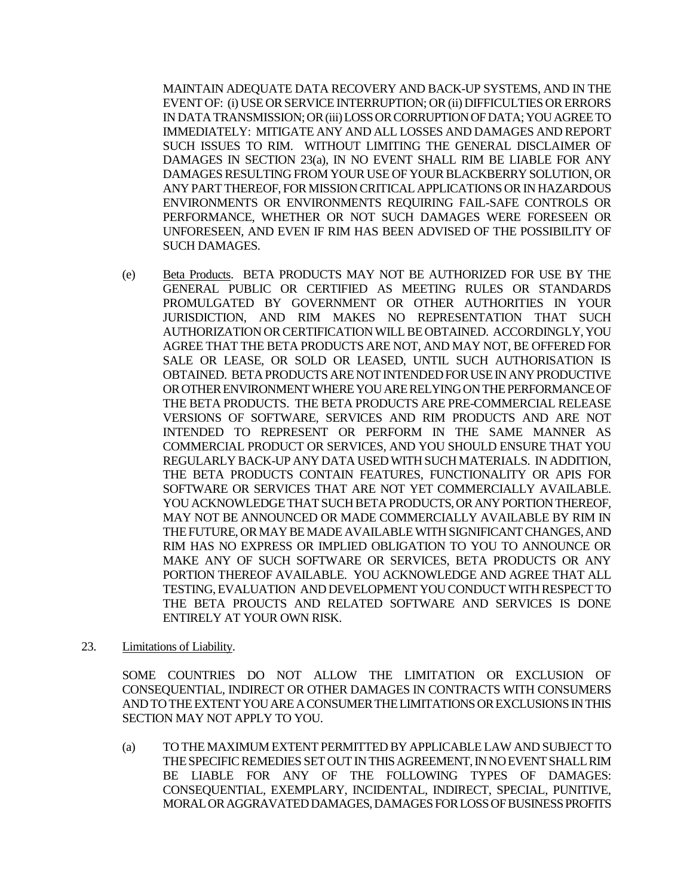MAINTAIN ADEQUATE DATA RECOVERY AND BACK-UP SYSTEMS, AND IN THE EVENT OF: (i) USE OR SERVICE INTERRUPTION; OR (ii) DIFFICULTIES OR ERRORS IN DATA TRANSMISSION; OR (iii) LOSS OR CORRUPTION OF DATA; YOU AGREE TO IMMEDIATELY: MITIGATE ANY AND ALL LOSSES AND DAMAGES AND REPORT SUCH ISSUES TO RIM. WITHOUT LIMITING THE GENERAL DISCLAIMER OF DAMAGES IN SECTION 23(a), IN NO EVENT SHALL RIM BE LIABLE FOR ANY DAMAGES RESULTING FROM YOUR USE OF YOUR BLACKBERRY SOLUTION, OR ANY PART THEREOF, FOR MISSION CRITICAL APPLICATIONS OR IN HAZARDOUS ENVIRONMENTS OR ENVIRONMENTS REQUIRING FAIL-SAFE CONTROLS OR PERFORMANCE, WHETHER OR NOT SUCH DAMAGES WERE FORESEEN OR UNFORESEEN, AND EVEN IF RIM HAS BEEN ADVISED OF THE POSSIBILITY OF SUCH DAMAGES.

(e) Beta Products. BETA PRODUCTS MAY NOT BE AUTHORIZED FOR USE BY THE GENERAL PUBLIC OR CERTIFIED AS MEETING RULES OR STANDARDS PROMULGATED BY GOVERNMENT OR OTHER AUTHORITIES IN YOUR JURISDICTION, AND RIM MAKES NO REPRESENTATION THAT SUCH AUTHORIZATION OR CERTIFICATION WILL BE OBTAINED. ACCORDINGLY, YOU AGREE THAT THE BETA PRODUCTS ARE NOT, AND MAY NOT, BE OFFERED FOR SALE OR LEASE, OR SOLD OR LEASED, UNTIL SUCH AUTHORISATION IS OBTAINED. BETA PRODUCTS ARE NOT INTENDED FOR USE IN ANY PRODUCTIVE OR OTHER ENVIRONMENT WHERE YOU ARE RELYING ON THE PERFORMANCE OF THE BETA PRODUCTS. THE BETA PRODUCTS ARE PRE-COMMERCIAL RELEASE VERSIONS OF SOFTWARE, SERVICES AND RIM PRODUCTS AND ARE NOT INTENDED TO REPRESENT OR PERFORM IN THE SAME MANNER AS COMMERCIAL PRODUCT OR SERVICES, AND YOU SHOULD ENSURE THAT YOU REGULARLY BACK-UP ANY DATA USED WITH SUCH MATERIALS. IN ADDITION, THE BETA PRODUCTS CONTAIN FEATURES, FUNCTIONALITY OR APIS FOR SOFTWARE OR SERVICES THAT ARE NOT YET COMMERCIALLY AVAILABLE. YOU ACKNOWLEDGE THAT SUCH BETA PRODUCTS, OR ANY PORTION THEREOF, MAY NOT BE ANNOUNCED OR MADE COMMERCIALLY AVAILABLE BY RIM IN THE FUTURE, OR MAY BE MADE AVAILABLE WITH SIGNIFICANT CHANGES, AND RIM HAS NO EXPRESS OR IMPLIED OBLIGATION TO YOU TO ANNOUNCE OR MAKE ANY OF SUCH SOFTWARE OR SERVICES, BETA PRODUCTS OR ANY PORTION THEREOF AVAILABLE. YOU ACKNOWLEDGE AND AGREE THAT ALL TESTING, EVALUATION AND DEVELOPMENT YOU CONDUCT WITH RESPECT TO THE BETA PROUCTS AND RELATED SOFTWARE AND SERVICES IS DONE ENTIRELY AT YOUR OWN RISK.

23. Limitations of Liability.

SOME COUNTRIES DO NOT ALLOW THE LIMITATION OR EXCLUSION OF CONSEQUENTIAL, INDIRECT OR OTHER DAMAGES IN CONTRACTS WITH CONSUMERS AND TO THE EXTENT YOU ARE A CONSUMER THE LIMITATIONS OR EXCLUSIONS IN THIS SECTION MAY NOT APPLY TO YOU.

(a) TO THE MAXIMUM EXTENT PERMITTED BY APPLICABLE LAW AND SUBJECT TO THE SPECIFIC REMEDIES SET OUT IN THIS AGREEMENT, IN NO EVENT SHALL RIM BE LIABLE FOR ANY OF THE FOLLOWING TYPES OF DAMAGES: CONSEQUENTIAL, EXEMPLARY, INCIDENTAL, INDIRECT, SPECIAL, PUNITIVE, MORAL OR AGGRAVATED DAMAGES, DAMAGES FOR LOSS OF BUSINESS PROFITS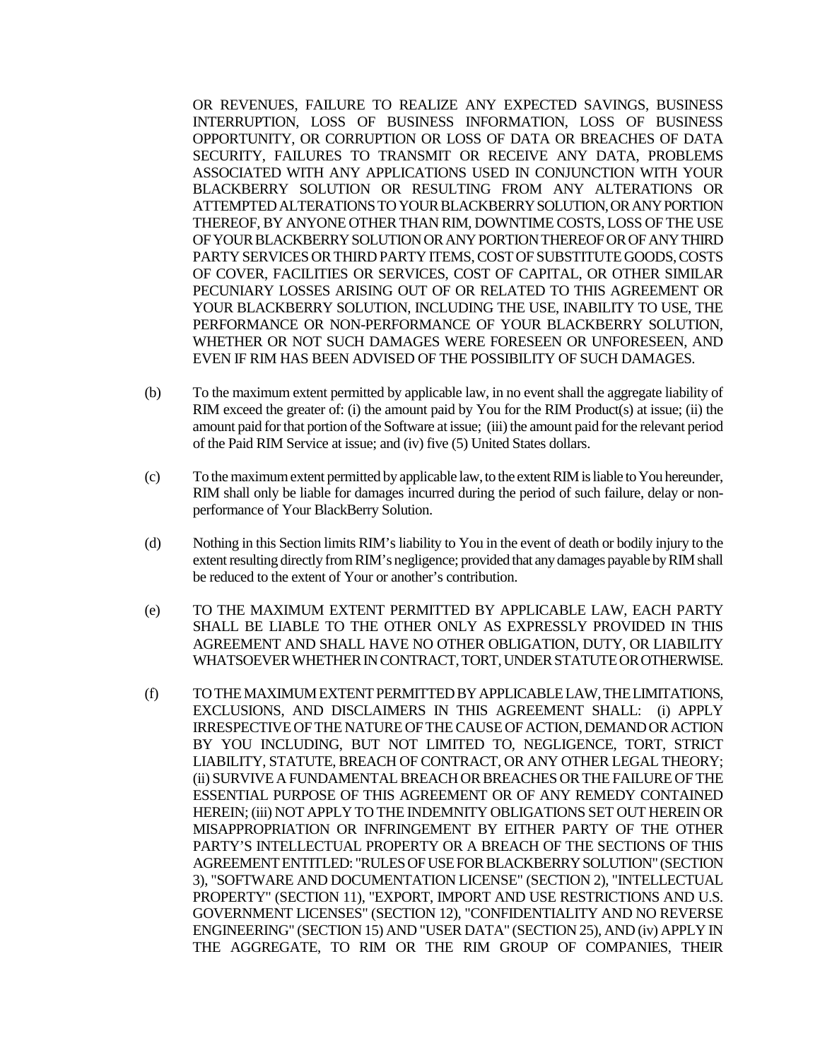OR REVENUES, FAILURE TO REALIZE ANY EXPECTED SAVINGS, BUSINESS INTERRUPTION, LOSS OF BUSINESS INFORMATION, LOSS OF BUSINESS OPPORTUNITY, OR CORRUPTION OR LOSS OF DATA OR BREACHES OF DATA SECURITY, FAILURES TO TRANSMIT OR RECEIVE ANY DATA, PROBLEMS ASSOCIATED WITH ANY APPLICATIONS USED IN CONJUNCTION WITH YOUR BLACKBERRY SOLUTION OR RESULTING FROM ANY ALTERATIONS OR ATTEMPTED ALTERATIONS TO YOUR BLACKBERRY SOLUTION, OR ANY PORTION THEREOF, BY ANYONE OTHER THAN RIM, DOWNTIME COSTS, LOSS OF THE USE OF YOUR BLACKBERRY SOLUTION OR ANY PORTION THEREOF OR OF ANY THIRD PARTY SERVICES OR THIRD PARTY ITEMS, COST OF SUBSTITUTE GOODS, COSTS OF COVER, FACILITIES OR SERVICES, COST OF CAPITAL, OR OTHER SIMILAR PECUNIARY LOSSES ARISING OUT OF OR RELATED TO THIS AGREEMENT OR YOUR BLACKBERRY SOLUTION, INCLUDING THE USE, INABILITY TO USE, THE PERFORMANCE OR NON-PERFORMANCE OF YOUR BLACKBERRY SOLUTION, WHETHER OR NOT SUCH DAMAGES WERE FORESEEN OR UNFORESEEN, AND EVEN IF RIM HAS BEEN ADVISED OF THE POSSIBILITY OF SUCH DAMAGES.

(b) To the maximum extent permitted by applicable law, in no event shall the aggregate liability of RIM exceed the greater of: (i) the amount paid by You for the RIM Product(s) at issue; (ii) the amount paid for that portion of the Software at issue; (iii) the amount paid for the relevant period of the Paid RIM Service at issue; and (iv) five (5) United States dollars.

(c) To the maximum extent permitted by applicable law, to the extent RIM is liable to You hereunder, RIM shall only be liable for damages incurred during the period of such failure, delay or non-performance of Your BlackBerry Solution.

(d) Nothing in this Section limits RIM's liability to You in the event of death or bodily injury to the extent resulting directly from RIM's negligence; provided that any damages payable by RIM shall be reduced to the extent of Your or another's contribution.

(e) TO THE MAXIMUM EXTENT PERMITTED BY APPLICABLE LAW, EACH PARTY SHALL BE LIABLE TO THE OTHER ONLY AS EXPRESSLY PROVIDED IN THIS AGREEMENT AND SHALL HAVE NO OTHER OBLIGATION, DUTY, OR LIABILITY WHATSOEVER WHETHER IN CONTRACT, TORT, UNDER STATUTE OR OTHERWISE.

(f) TO THE MAXIMUM EXTENT PERMITTED BY APPLICABLE LAW, THE LIMITATIONS, EXCLUSIONS, AND DISCLAIMERS IN THIS AGREEMENT SHALL: (i) APPLY IRRESPECTIVE OF THE NATURE OF THE CAUSE OF ACTION, DEMAND OR ACTION BY YOU INCLUDING, BUT NOT LIMITED TO, NEGLIGENCE, TORT, STRICT LIABILITY, STATUTE, BREACH OF CONTRACT, OR ANY OTHER LEGAL THEORY; (ii) SURVIVE A FUNDAMENTAL BREACH OR BREACHES OR THE FAILURE OF THE ESSENTIAL PURPOSE OF THIS AGREEMENT OR OF ANY REMEDY CONTAINED HEREIN; (iii) NOT APPLY TO THE INDEMNITY OBLIGATIONS SET OUT HEREIN OR MISAPPROPRIATION OR INFRINGEMENT BY EITHER PARTY OF THE OTHER PARTY'S INTELLECTUAL PROPERTY OR A BREACH OF THE SECTIONS OF THIS AGREEMENT ENTITLED: "RULES OF USE FOR BLACKBERRY SOLUTION" (SECTION 3), "SOFTWARE AND DOCUMENTATION LICENSE" (SECTION 2), "INTELLECTUAL PROPERTY" (SECTION 11), "EXPORT, IMPORT AND USE RESTRICTIONS AND U.S. GOVERNMENT LICENSES" (SECTION 12), "CONFIDENTIALITY AND NO REVERSE ENGINEERING" (SECTION 15) AND "USER DATA" (SECTION 25), AND (iv) APPLY IN THE AGGREGATE, TO RIM OR THE RIM GROUP OF COMPANIES, THEIR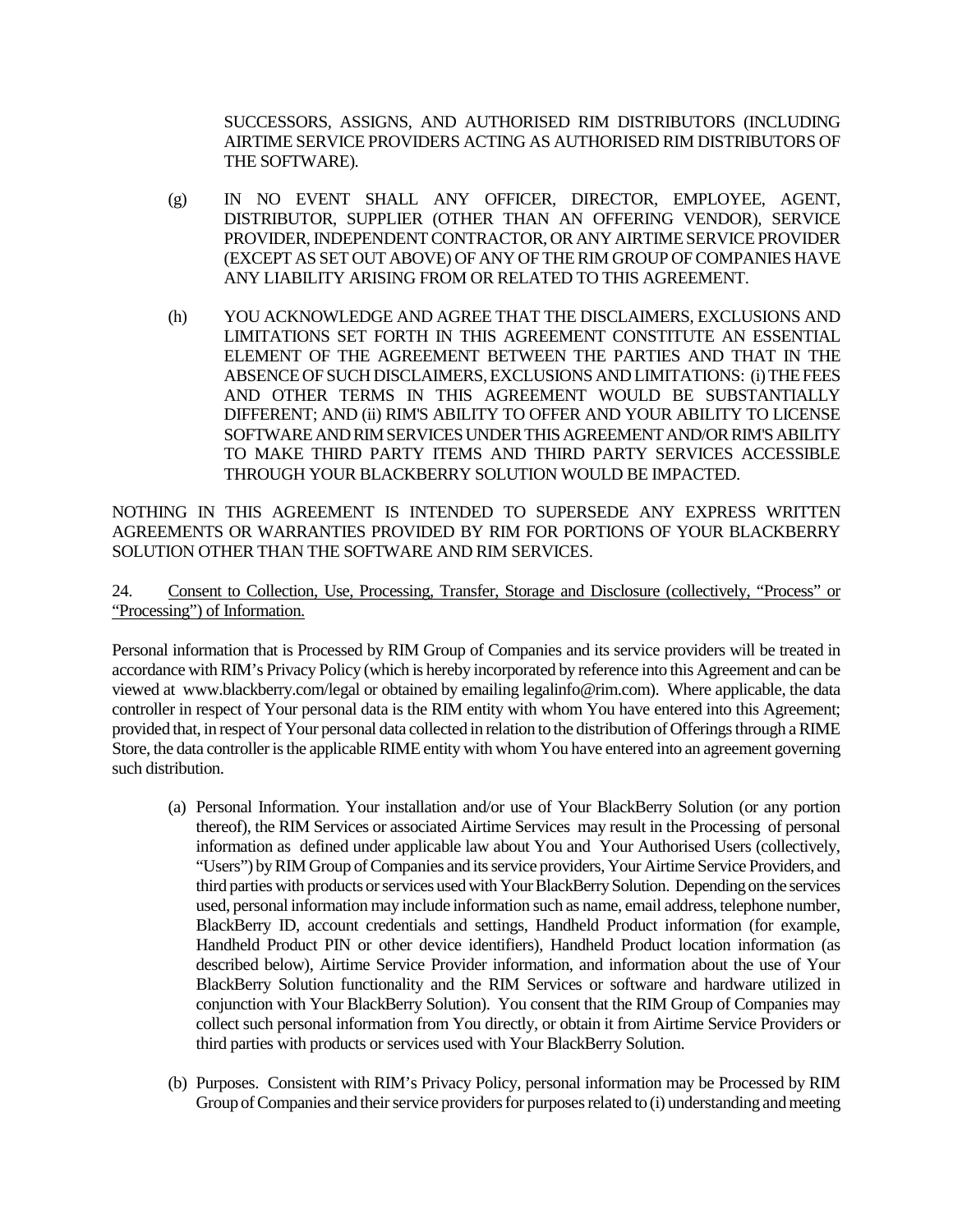SUCCESSORS, ASSIGNS, AND AUTHORISED RIM DISTRIBUTORS (INCLUDING AIRTIME SERVICE PROVIDERS ACTING AS AUTHORISED RIM DISTRIBUTORS OF THE SOFTWARE).

(g) IN NO EVENT SHALL ANY OFFICER, DIRECTOR, EMPLOYEE, AGENT, DISTRIBUTOR, SUPPLIER (OTHER THAN AN OFFERING VENDOR), SERVICE PROVIDER, INDEPENDENT CONTRACTOR, OR ANY AIRTIME SERVICE PROVIDER (EXCEPT AS SET OUT ABOVE) OF ANY OF THE RIM GROUP OF COMPANIES HAVE ANY LIABILITY ARISING FROM OR RELATED TO THIS AGREEMENT.

(h) YOU ACKNOWLEDGE AND AGREE THAT THE DISCLAIMERS, EXCLUSIONS AND LIMITATIONS SET FORTH IN THIS AGREEMENT CONSTITUTE AN ESSENTIAL ELEMENT OF THE AGREEMENT BETWEEN THE PARTIES AND THAT IN THE ABSENCE OF SUCH DISCLAIMERS, EXCLUSIONS AND LIMITATIONS: (i) THE FEES AND OTHER TERMS IN THIS AGREEMENT WOULD BE SUBSTANTIALLY DIFFERENT; AND (ii) RIM'S ABILITY TO OFFER AND YOUR ABILITY TO LICENSE SOFTWARE AND RIM SERVICES UNDER THIS AGREEMENT AND/OR RIM'S ABILITY TO MAKE THIRD PARTY ITEMS AND THIRD PARTY SERVICES ACCESSIBLE THROUGH YOUR BLACKBERRY SOLUTION WOULD BE IMPACTED.

NOTHING IN THIS AGREEMENT IS INTENDED TO SUPERSEDE ANY EXPRESS WRITTEN AGREEMENTS OR WARRANTIES PROVIDED BY RIM FOR PORTIONS OF YOUR BLACKBERRY SOLUTION OTHER THAN THE SOFTWARE AND RIM SERVICES.

24. <u>Consent to Collection, Use, Processing, Transfer, Storage and Disclosure (collectively, "Process" or "Processing") of Information.</u>

Personal information that is Processed by RIM Group of Companies and its service providers will be treated in accordance with RIM's Privacy Policy (which is hereby incorporated by reference into this Agreement and can be viewed at www.blackberry.com/legal or obtained by emailing legalinfo@rim.com). Where applicable, the data controller in respect of Your personal data is the RIM entity with whom You have entered into this Agreement; provided that, in respect of Your personal data collected in relation to the distribution of Offerings through a RIME Store, the data controller is the applicable RIME entity with whom You have entered into an agreement governing such distribution.

(a) Personal Information. Your installation and/or use of Your BlackBerry Solution (or any portion thereof), the RIM Services or associated Airtime Services may result in the Processing of personal information as defined under applicable law about You and Your Authorised Users (collectively, "Users") by RIM Group of Companies and its service providers, Your Airtime Service Providers, and third parties with products or services used with Your BlackBerry Solution. Depending on the services used, personal information may include information such as name, email address, telephone number, BlackBerry ID, account credentials and settings, Handheld Product information (for example, Handheld Product PIN or other device identifiers), Handheld Product location information (as described below), Airtime Service Provider information, and information about the use of Your BlackBerry Solution functionality and the RIM Services or software and hardware utilized in conjunction with Your BlackBerry Solution). You consent that the RIM Group of Companies may collect such personal information from You directly, or obtain it from Airtime Service Providers or third parties with products or services used with Your BlackBerry Solution.

(b) Purposes. Consistent with RIM's Privacy Policy, personal information may be Processed by RIM Group of Companies and their service providers for purposes related to (i) understanding and meeting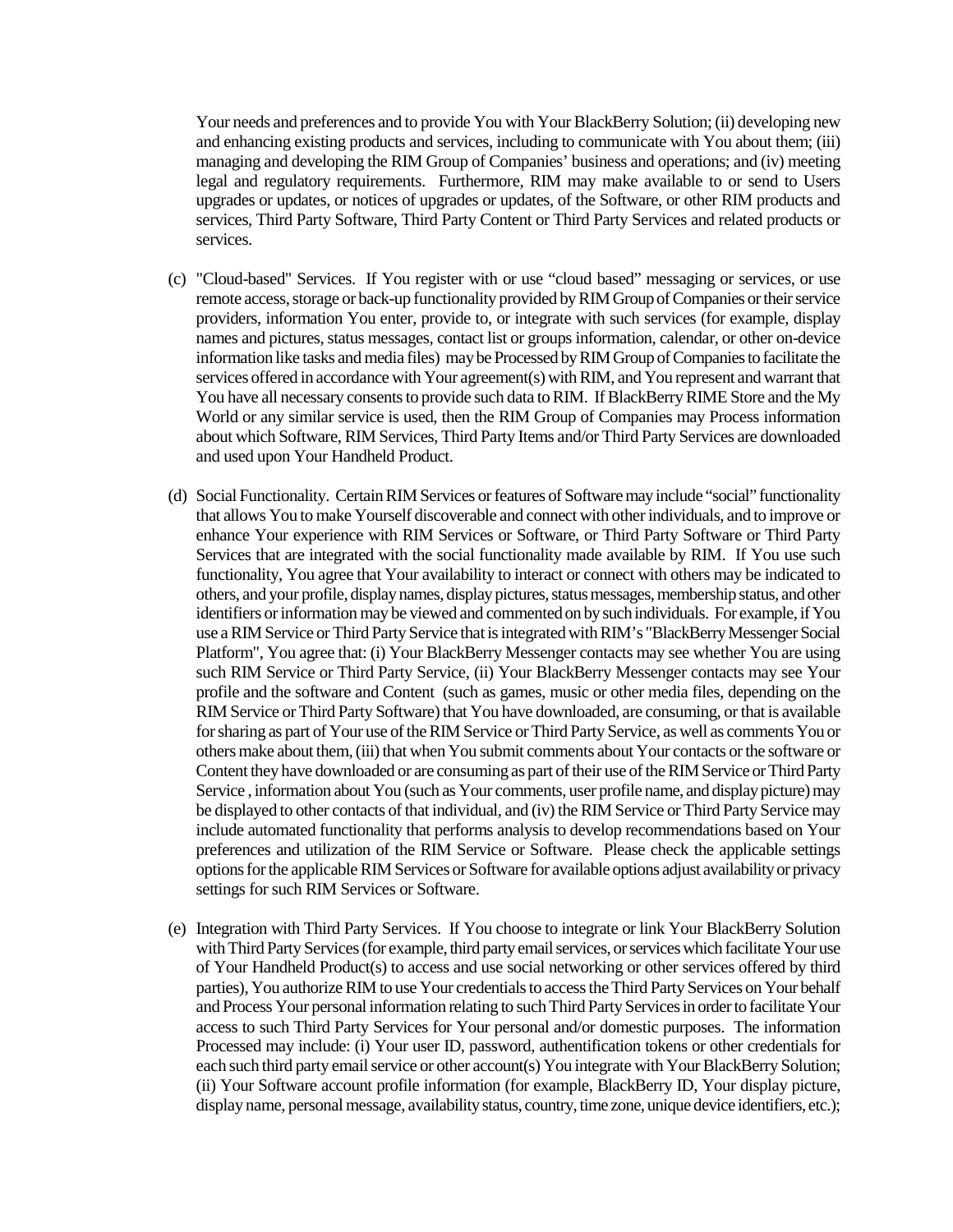Your needs and preferences and to provide You with Your BlackBerry Solution; (ii) developing new and enhancing existing products and services, including to communicate with You about them; (iii) managing and developing the RIM Group of Companies' business and operations; and (iv) meeting legal and regulatory requirements. Furthermore, RIM may make available to or send to Users upgrades or updates, or notices of upgrades or updates, of the Software, or other RIM products and services, Third Party Software, Third Party Content or Third Party Services and related products or services.

(c) "Cloud-based" Services. If You register with or use "cloud based" messaging or services, or use remote access, storage or back-up functionality provided by RIM Group of Companies or their service providers, information You enter, provide to, or integrate with such services (for example, display names and pictures, status messages, contact list or groups information, calendar, or other on-device information like tasks and media files) may be Processed by RIM Group of Companies to facilitate the services offered in accordance with Your agreement(s) with RIM, and You represent and warrant that You have all necessary consents to provide such data to RIM. If BlackBerry RIME Store and the My World or any similar service is used, then the RIM Group of Companies may Process information about which Software, RIM Services, Third Party Items and/or Third Party Services are downloaded and used upon Your Handheld Product.

(d) Social Functionality. Certain RIM Services or features of Software may include "social" functionality that allows You to make Yourself discoverable and connect with other individuals, and to improve or enhance Your experience with RIM Services or Software, or Third Party Software or Third Party Services that are integrated with the social functionality made available by RIM. If You use such functionality, You agree that Your availability to interact or connect with others may be indicated to others, and your profile, display names, display pictures, status messages, membership status, and other identifiers or information may be viewed and commented on by such individuals. For example, if You use a RIM Service or Third Party Service that is integrated with RIM's "BlackBerry Messenger Social Platform", You agree that: (i) Your BlackBerry Messenger contacts may see whether You are using such RIM Service or Third Party Service, (ii) Your BlackBerry Messenger contacts may see Your profile and the software and Content (such as games, music or other media files, depending on the RIM Service or Third Party Software) that You have downloaded, are consuming, or that is available for sharing as part of Your use of the RIM Service or Third Party Service, as well as comments You or others make about them, (iii) that when You submit comments about Your contacts or the software or Content they have downloaded or are consuming as part of their use of the RIM Service or Third Party Service , information about You (such as Your comments, user profile name, and display picture) may be displayed to other contacts of that individual, and (iv) the RIM Service or Third Party Service may include automated functionality that performs analysis to develop recommendations based on Your preferences and utilization of the RIM Service or Software. Please check the applicable settings options for the applicable RIM Services or Software for available options adjust availability or privacy settings for such RIM Services or Software.

(e) Integration with Third Party Services. If You choose to integrate or link Your BlackBerry Solution with Third Party Services (for example, third party email services, or services which facilitate Your use of Your Handheld Product(s) to access and use social networking or other services offered by third parties), You authorize RIM to use Your credentials to access the Third Party Services on Your behalf and Process Your personal information relating to such Third Party Services in order to facilitate Your access to such Third Party Services for Your personal and/or domestic purposes. The information Processed may include: (i) Your user ID, password, authentification tokens or other credentials for each such third party email service or other account(s) You integrate with Your BlackBerry Solution; (ii) Your Software account profile information (for example, BlackBerry ID, Your display picture, display name, personal message, availability status, country, time zone, unique device identifiers, etc.);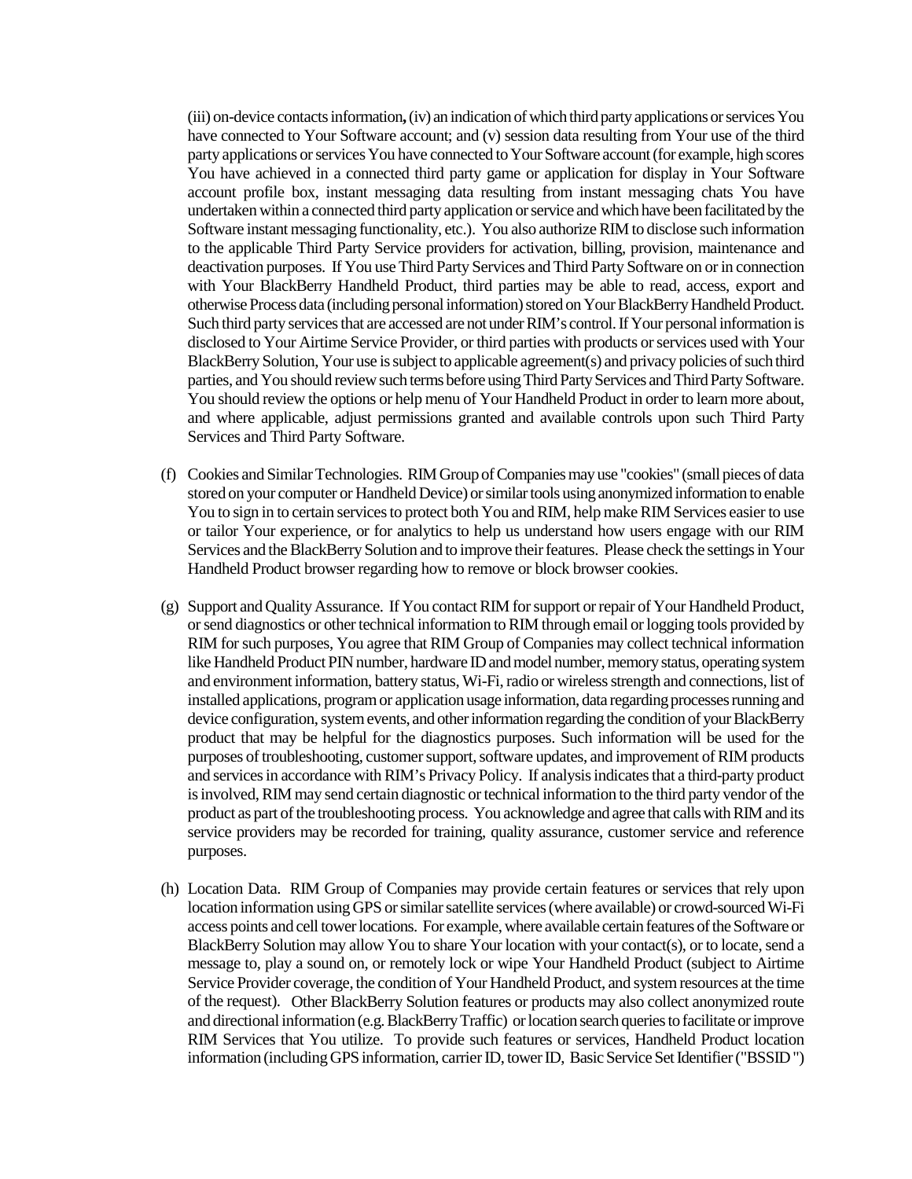(iii) on-device contacts information**,** (iv) an indication of which third party applications or services You have connected to Your Software account; and (v) session data resulting from Your use of the third party applications or services You have connected to Your Software account (for example, high scores You have achieved in a connected third party game or application for display in Your Software account profile box, instant messaging data resulting from instant messaging chats You have undertaken within a connected third party application or service and which have been facilitated by the Software instant messaging functionality, etc.). You also authorize RIM to disclose such information to the applicable Third Party Service providers for activation, billing, provision, maintenance and deactivation purposes. If You use Third Party Services and Third Party Software on or in connection with Your BlackBerry Handheld Product, third parties may be able to read, access, export and otherwise Process data (including personal information) stored on Your BlackBerry Handheld Product. Such third party services that are accessed are not under RIM's control. If Your personal information is disclosed to Your Airtime Service Provider, or third parties with products or services used with Your BlackBerry Solution, Your use is subject to applicable agreement(s) and privacy policies of such third parties, and You should review such terms before using Third Party Services and Third Party Software. You should review the options or help menu of Your Handheld Product in order to learn more about, and where applicable, adjust permissions granted and available controls upon such Third Party Services and Third Party Software.

(f) Cookies and Similar Technologies. RIM Group of Companies may use "cookies" (small pieces of data stored on your computer or Handheld Device) or similar tools using anonymized information to enable You to sign in to certain services to protect both You and RIM, help make RIM Services easier to use or tailor Your experience, or for analytics to help us understand how users engage with our RIM Services and the BlackBerry Solution and to improve their features. Please check the settings in Your Handheld Product browser regarding how to remove or block browser cookies.

(g) Support and Quality Assurance. If You contact RIM for support or repair of Your Handheld Product, or send diagnostics or other technical information to RIM through email or logging tools provided by RIM for such purposes, You agree that RIM Group of Companies may collect technical information like Handheld Product PIN number, hardware ID and model number, memory status, operating system and environment information, battery status, Wi-Fi, radio or wireless strength and connections, list of installed applications, program or application usage information, data regarding processes running and device configuration, system events, and other information regarding the condition of your BlackBerry product that may be helpful for the diagnostics purposes. Such information will be used for the purposes of troubleshooting, customer support, software updates, and improvement of RIM products and services in accordance with RIM's Privacy Policy. If analysis indicates that a third-party product is involved, RIM may send certain diagnostic or technical information to the third party vendor of the product as part of the troubleshooting process. You acknowledge and agree that calls with RIM and its service providers may be recorded for training, quality assurance, customer service and reference purposes.

(h) Location Data. RIM Group of Companies may provide certain features or services that rely upon location information using GPS or similar satellite services (where available) or crowd-sourced Wi-Fi access points and cell tower locations. For example, where available certain features of the Software or BlackBerry Solution may allow You to share Your location with your contact(s), or to locate, send a message to, play a sound on, or remotely lock or wipe Your Handheld Product (subject to Airtime Service Provider coverage, the condition of Your Handheld Product, and system resources at the time of the request). Other BlackBerry Solution features or products may also collect anonymized route and directional information (e.g. BlackBerry Traffic) or location search queries to facilitate or improve RIM Services that You utilize. To provide such features or services, Handheld Product location information (including GPS information, carrier ID, tower ID, Basic Service Set Identifier ("BSSID ")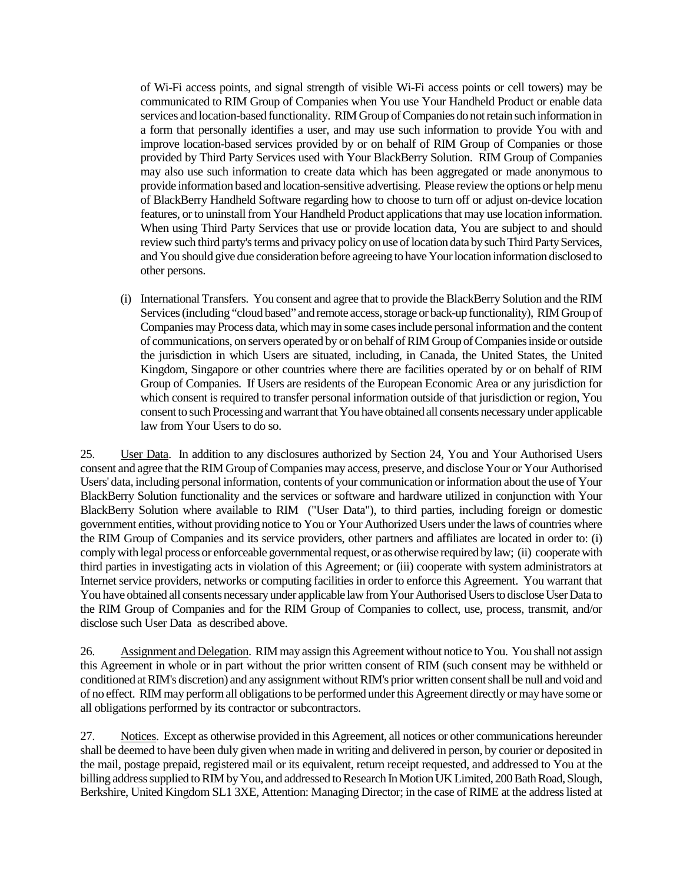of Wi-Fi access points, and signal strength of visible Wi-Fi access points or cell towers) may be communicated to RIM Group of Companies when You use Your Handheld Product or enable data services and location-based functionality. RIM Group of Companies do not retain such information in a form that personally identifies a user, and may use such information to provide You with and improve location-based services provided by or on behalf of RIM Group of Companies or those provided by Third Party Services used with Your BlackBerry Solution. RIM Group of Companies may also use such information to create data which has been aggregated or made anonymous to provide information based and location-sensitive advertising. Please review the options or help menu of BlackBerry Handheld Software regarding how to choose to turn off or adjust on-device location features, or to uninstall from Your Handheld Product applications that may use location information. When using Third Party Services that use or provide location data, You are subject to and should review such third party's terms and privacy policy on use of location data by such Third Party Services, and You should give due consideration before agreeing to have Your location information disclosed to other persons.

(i) International Transfers. You consent and agree that to provide the BlackBerry Solution and the RIM Services (including "cloud based" and remote access, storage or back-up functionality), RIM Group of Companies may Process data, which may in some cases include personal information and the content of communications, on servers operated by or on behalf of RIM Group of Companies inside or outside the jurisdiction in which Users are situated, including, in Canada, the United States, the United Kingdom, Singapore or other countries where there are facilities operated by or on behalf of RIM Group of Companies. If Users are residents of the European Economic Area or any jurisdiction for which consent is required to transfer personal information outside of that jurisdiction or region, You consent to such Processing and warrant that You have obtained all consents necessary under applicable law from Your Users to do so.

25. User Data. In addition to any disclosures authorized by Section 24, You and Your Authorised Users consent and agree that the RIM Group of Companies may access, preserve, and disclose Your or Your Authorised Users' data, including personal information, contents of your communication or information about the use of Your BlackBerry Solution functionality and the services or software and hardware utilized in conjunction with Your BlackBerry Solution where available to RIM ("User Data"), to third parties, including foreign or domestic government entities, without providing notice to You or Your Authorized Users under the laws of countries where the RIM Group of Companies and its service providers, other partners and affiliates are located in order to: (i) comply with legal process or enforceable governmental request, or as otherwise required by law; (ii) cooperate with third parties in investigating acts in violation of this Agreement; or (iii) cooperate with system administrators at Internet service providers, networks or computing facilities in order to enforce this Agreement. You warrant that You have obtained all consents necessary under applicable law from Your Authorised Users to disclose User Data to the RIM Group of Companies and for the RIM Group of Companies to collect, use, process, transmit, and/or disclose such User Data as described above.

26. Assignment and Delegation. RIM may assign this Agreement without notice to You. You shall not assign this Agreement in whole or in part without the prior written consent of RIM (such consent may be withheld or conditioned at RIM's discretion) and any assignment without RIM's prior written consent shall be null and void and of no effect. RIM may perform all obligations to be performed under this Agreement directly or may have some or all obligations performed by its contractor or subcontractors.

27. Notices. Except as otherwise provided in this Agreement, all notices or other communications hereunder shall be deemed to have been duly given when made in writing and delivered in person, by courier or deposited in the mail, postage prepaid, registered mail or its equivalent, return receipt requested, and addressed to You at the billing address supplied to RIM by You, and addressed to Research In Motion UK Limited, 200 Bath Road, Slough, Berkshire, United Kingdom SL1 3XE, Attention: Managing Director; in the case of RIME at the address listed at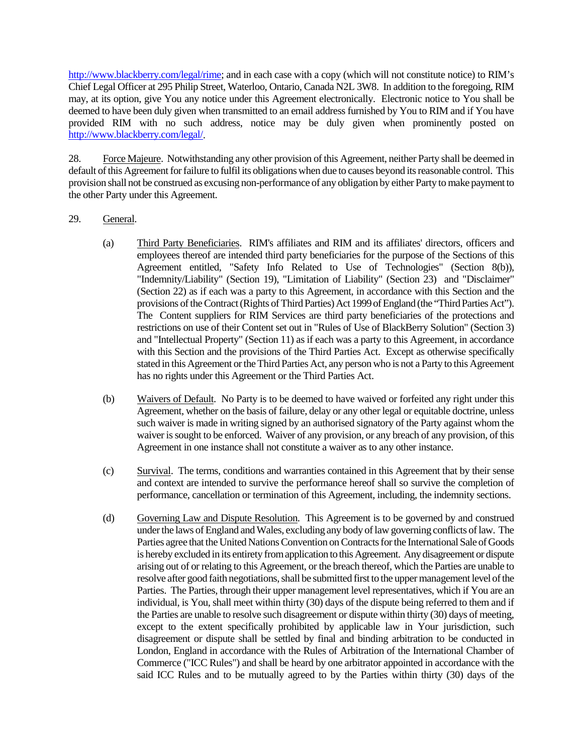http://www.blackberry.com/legal/rime; and in each case with a copy (which will not constitute notice) to RIM's Chief Legal Officer at 295 Philip Street, Waterloo, Ontario, Canada N2L 3W8. In addition to the foregoing, RIM may, at its option, give You any notice under this Agreement electronically. Electronic notice to You shall be deemed to have been duly given when transmitted to an email address furnished by You to RIM and if You have provided RIM with no such address, notice may be duly given when prominently posted on http://www.blackberry.com/legal/.

28. Force Majeure. Notwithstanding any other provision of this Agreement, neither Party shall be deemed in default of this Agreement for failure to fulfil its obligations when due to causes beyond its reasonable control. This provision shall not be construed as excusing non-performance of any obligation by either Party to make payment to the other Party under this Agreement.

29. General.

(a) Third Party Beneficiaries. RIM's affiliates and RIM and its affiliates' directors, officers and employees thereof are intended third party beneficiaries for the purpose of the Sections of this Agreement entitled, "Safety Info Related to Use of Technologies" (Section 8(b)), "Indemnity/Liability" (Section 19), "Limitation of Liability" (Section 23) and "Disclaimer" (Section 22) as if each was a party to this Agreement, in accordance with this Section and the provisions of the Contract (Rights of Third Parties) Act 1999 of England (the "Third Parties Act"). The Content suppliers for RIM Services are third party beneficiaries of the protections and restrictions on use of their Content set out in "Rules of Use of BlackBerry Solution" (Section 3) and "Intellectual Property" (Section 11) as if each was a party to this Agreement, in accordance with this Section and the provisions of the Third Parties Act. Except as otherwise specifically stated in this Agreement or the Third Parties Act, any person who is not a Party to this Agreement has no rights under this Agreement or the Third Parties Act.

(b) Waivers of Default. No Party is to be deemed to have waived or forfeited any right under this Agreement, whether on the basis of failure, delay or any other legal or equitable doctrine, unless such waiver is made in writing signed by an authorised signatory of the Party against whom the waiver is sought to be enforced. Waiver of any provision, or any breach of any provision, of this Agreement in one instance shall not constitute a waiver as to any other instance.

(c) Survival. The terms, conditions and warranties contained in this Agreement that by their sense and context are intended to survive the performance hereof shall so survive the completion of performance, cancellation or termination of this Agreement, including, the indemnity sections.

(d) Governing Law and Dispute Resolution. This Agreement is to be governed by and construed under the laws of England and Wales, excluding any body of law governing conflicts of law. The Parties agree that the United Nations Convention on Contracts for the International Sale of Goods is hereby excluded in its entirety from application to this Agreement. Any disagreement or dispute arising out of or relating to this Agreement, or the breach thereof, which the Parties are unable to resolve after good faith negotiations, shall be submitted first to the upper management level of the Parties. The Parties, through their upper management level representatives, which if You are an individual, is You, shall meet within thirty (30) days of the dispute being referred to them and if the Parties are unable to resolve such disagreement or dispute within thirty (30) days of meeting, except to the extent specifically prohibited by applicable law in Your jurisdiction, such disagreement or dispute shall be settled by final and binding arbitration to be conducted in London, England in accordance with the Rules of Arbitration of the International Chamber of Commerce ("ICC Rules") and shall be heard by one arbitrator appointed in accordance with the said ICC Rules and to be mutually agreed to by the Parties within thirty (30) days of the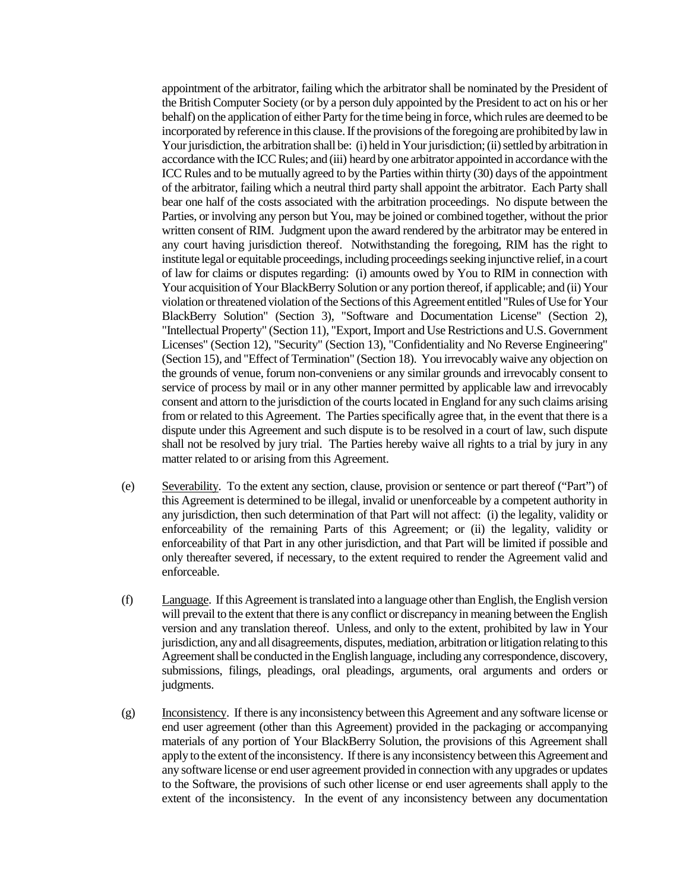appointment of the arbitrator, failing which the arbitrator shall be nominated by the President of the British Computer Society (or by a person duly appointed by the President to act on his or her behalf) on the application of either Party for the time being in force, which rules are deemed to be incorporated by reference in this clause. If the provisions of the foregoing are prohibited by law in Your jurisdiction, the arbitration shall be: (i) held in Your jurisdiction; (ii) settled by arbitration in accordance with the ICC Rules; and (iii) heard by one arbitrator appointed in accordance with the ICC Rules and to be mutually agreed to by the Parties within thirty (30) days of the appointment of the arbitrator, failing which a neutral third party shall appoint the arbitrator. Each Party shall bear one half of the costs associated with the arbitration proceedings. No dispute between the Parties, or involving any person but You, may be joined or combined together, without the prior written consent of RIM. Judgment upon the award rendered by the arbitrator may be entered in any court having jurisdiction thereof. Notwithstanding the foregoing, RIM has the right to institute legal or equitable proceedings, including proceedings seeking injunctive relief, in a court of law for claims or disputes regarding: (i) amounts owed by You to RIM in connection with Your acquisition of Your BlackBerry Solution or any portion thereof, if applicable; and (ii) Your violation or threatened violation of the Sections of this Agreement entitled "Rules of Use for Your BlackBerry Solution" (Section 3), "Software and Documentation License" (Section 2), "Intellectual Property" (Section 11), "Export, Import and Use Restrictions and U.S. Government Licenses" (Section 12), "Security" (Section 13), "Confidentiality and No Reverse Engineering" (Section 15), and "Effect of Termination" (Section 18). You irrevocably waive any objection on the grounds of venue, forum non-conveniens or any similar grounds and irrevocably consent to service of process by mail or in any other manner permitted by applicable law and irrevocably consent and attorn to the jurisdiction of the courts located in England for any such claims arising from or related to this Agreement. The Parties specifically agree that, in the event that there is a dispute under this Agreement and such dispute is to be resolved in a court of law, such dispute shall not be resolved by jury trial. The Parties hereby waive all rights to a trial by jury in any matter related to or arising from this Agreement.

(e) Severability. To the extent any section, clause, provision or sentence or part thereof ("Part") of this Agreement is determined to be illegal, invalid or unenforceable by a competent authority in any jurisdiction, then such determination of that Part will not affect: (i) the legality, validity or enforceability of the remaining Parts of this Agreement; or (ii) the legality, validity or enforceability of that Part in any other jurisdiction, and that Part will be limited if possible and only thereafter severed, if necessary, to the extent required to render the Agreement valid and enforceable.

(f) Language. If this Agreement is translated into a language other than English, the English version will prevail to the extent that there is any conflict or discrepancy in meaning between the English version and any translation thereof. Unless, and only to the extent, prohibited by law in Your jurisdiction, any and all disagreements, disputes, mediation, arbitration or litigation relating to this Agreement shall be conducted in the English language, including any correspondence, discovery, submissions, filings, pleadings, oral pleadings, arguments, oral arguments and orders or judgments.

(g) Inconsistency. If there is any inconsistency between this Agreement and any software license or end user agreement (other than this Agreement) provided in the packaging or accompanying materials of any portion of Your BlackBerry Solution, the provisions of this Agreement shall apply to the extent of the inconsistency. If there is any inconsistency between this Agreement and any software license or end user agreement provided in connection with any upgrades or updates to the Software, the provisions of such other license or end user agreements shall apply to the extent of the inconsistency. In the event of any inconsistency between any documentation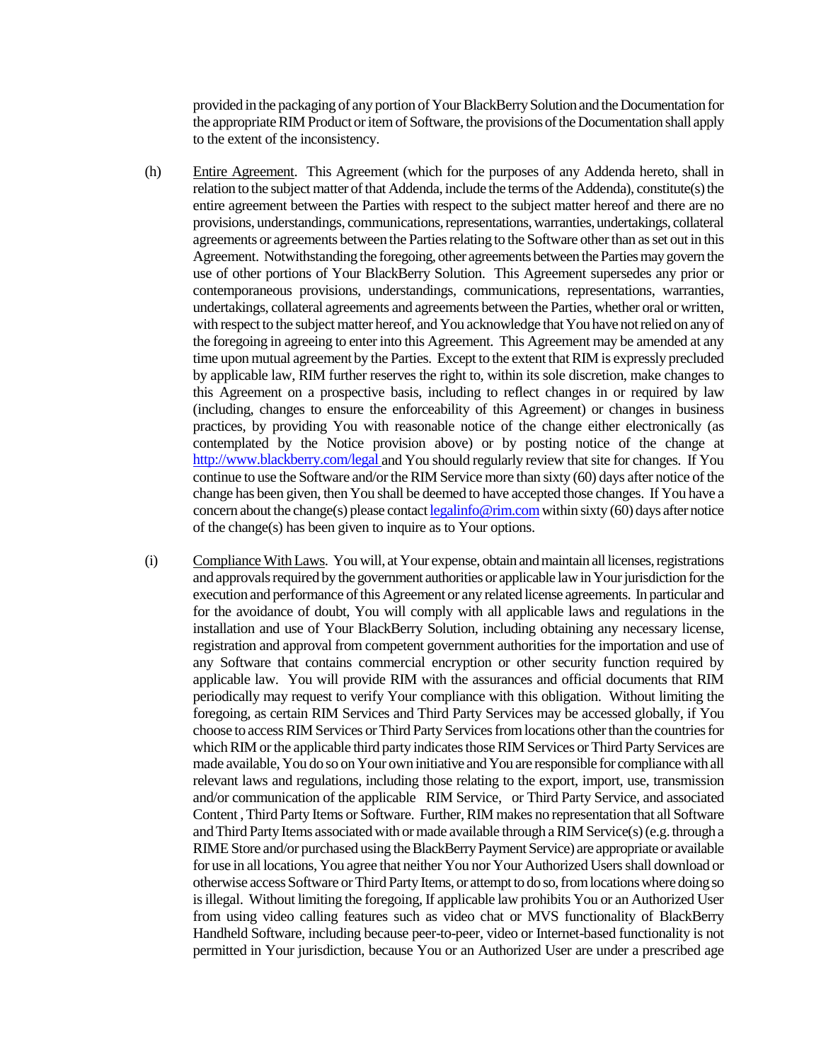provided in the packaging of any portion of Your BlackBerry Solution and the Documentation for the appropriate RIM Product or item of Software, the provisions of the Documentation shall apply to the extent of the inconsistency.

(h) Entire Agreement. This Agreement (which for the purposes of any Addenda hereto, shall in relation to the subject matter of that Addenda, include the terms of the Addenda), constitute(s) the entire agreement between the Parties with respect to the subject matter hereof and there are no provisions, understandings, communications, representations, warranties, undertakings, collateral agreements or agreements between the Parties relating to the Software other than as set out in this Agreement. Notwithstanding the foregoing, other agreements between the Parties may govern the use of other portions of Your BlackBerry Solution. This Agreement supersedes any prior or contemporaneous provisions, understandings, communications, representations, warranties, undertakings, collateral agreements and agreements between the Parties, whether oral or written, with respect to the subject matter hereof, and You acknowledge that You have not relied on any of the foregoing in agreeing to enter into this Agreement. This Agreement may be amended at any time upon mutual agreement by the Parties. Except to the extent that RIM is expressly precluded by applicable law, RIM further reserves the right to, within its sole discretion, make changes to this Agreement on a prospective basis, including to reflect changes in or required by law (including, changes to ensure the enforceability of this Agreement) or changes in business practices, by providing You with reasonable notice of the change either electronically (as contemplated by the Notice provision above) or by posting notice of the change at http://www.blackberry.com/legal and You should regularly review that site for changes. If You continue to use the Software and/or the RIM Service more than sixty (60) days after notice of the change has been given, then You shall be deemed to have accepted those changes. If You have a concern about the change(s) please contact legalinfo@rim.com within sixty (60) days after notice of the change(s) has been given to inquire as to Your options.

(i) Compliance With Laws. You will, at Your expense, obtain and maintain all licenses, registrations and approvals required by the government authorities or applicable law in Your jurisdiction for the execution and performance of this Agreement or any related license agreements. In particular and for the avoidance of doubt, You will comply with all applicable laws and regulations in the installation and use of Your BlackBerry Solution, including obtaining any necessary license, registration and approval from competent government authorities for the importation and use of any Software that contains commercial encryption or other security function required by applicable law. You will provide RIM with the assurances and official documents that RIM periodically may request to verify Your compliance with this obligation. Without limiting the foregoing, as certain RIM Services and Third Party Services may be accessed globally, if You choose to access RIM Services or Third Party Services from locations other than the countries for which RIM or the applicable third party indicates those RIM Services or Third Party Services are made available, You do so on Your own initiative and You are responsible for compliance with all relevant laws and regulations, including those relating to the export, import, use, transmission and/or communication of the applicable RIM Service, or Third Party Service, and associated Content , Third Party Items or Software. Further, RIM makes no representation that all Software and Third Party Items associated with or made available through a RIM Service(s) (e.g. through a RIME Store and/or purchased using the BlackBerry Payment Service) are appropriate or available for use in all locations, You agree that neither You nor Your Authorized Users shall download or otherwise access Software or Third Party Items, or attempt to do so, from locations where doing so is illegal. Without limiting the foregoing, If applicable law prohibits You or an Authorized User from using video calling features such as video chat or MVS functionality of BlackBerry Handheld Software, including because peer-to-peer, video or Internet-based functionality is not permitted in Your jurisdiction, because You or an Authorized User are under a prescribed age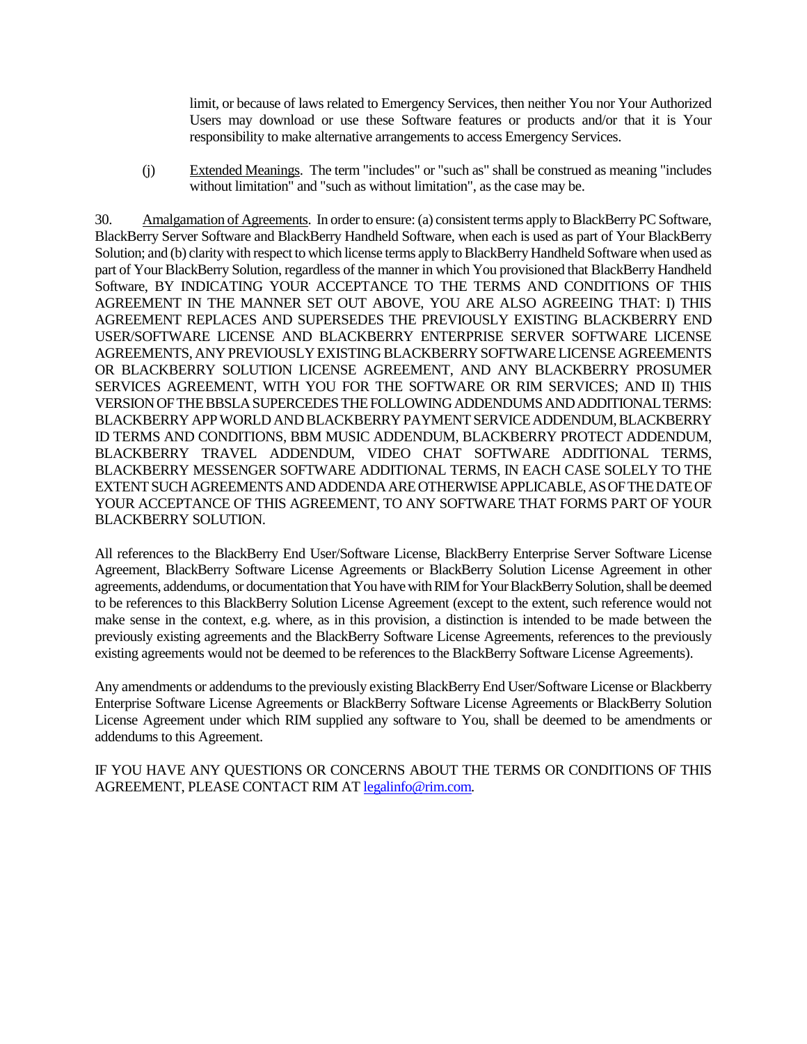limit, or because of laws related to Emergency Services, then neither You nor Your Authorized Users may download or use these Software features or products and/or that it is Your responsibility to make alternative arrangements to access Emergency Services.

(j) Extended Meanings. The term "includes" or "such as" shall be construed as meaning "includes without limitation" and "such as without limitation", as the case may be.

30. Amalgamation of Agreements. In order to ensure: (a) consistent terms apply to BlackBerry PC Software, BlackBerry Server Software and BlackBerry Handheld Software, when each is used as part of Your BlackBerry Solution; and (b) clarity with respect to which license terms apply to BlackBerry Handheld Software when used as part of Your BlackBerry Solution, regardless of the manner in which You provisioned that BlackBerry Handheld Software, BY INDICATING YOUR ACCEPTANCE TO THE TERMS AND CONDITIONS OF THIS AGREEMENT IN THE MANNER SET OUT ABOVE, YOU ARE ALSO AGREEING THAT: I) THIS AGREEMENT REPLACES AND SUPERSEDES THE PREVIOUSLY EXISTING BLACKBERRY END USER/SOFTWARE LICENSE AND BLACKBERRY ENTERPRISE SERVER SOFTWARE LICENSE AGREEMENTS, ANY PREVIOUSLY EXISTING BLACKBERRY SOFTWARE LICENSE AGREEMENTS OR BLACKBERRY SOLUTION LICENSE AGREEMENT, AND ANY BLACKBERRY PROSUMER SERVICES AGREEMENT, WITH YOU FOR THE SOFTWARE OR RIM SERVICES; AND II) THIS VERSION OF THE BBSLA SUPERCEDES THE FOLLOWING ADDENDUMS AND ADDITIONAL TERMS: BLACKBERRY APP WORLD AND BLACKBERRY PAYMENT SERVICE ADDENDUM, BLACKBERRY ID TERMS AND CONDITIONS, BBM MUSIC ADDENDUM, BLACKBERRY PROTECT ADDENDUM, BLACKBERRY TRAVEL ADDENDUM, VIDEO CHAT SOFTWARE ADDITIONAL TERMS, BLACKBERRY MESSENGER SOFTWARE ADDITIONAL TERMS, IN EACH CASE SOLELY TO THE EXTENT SUCH AGREEMENTS AND ADDENDA ARE OTHERWISE APPLICABLE, AS OF THE DATE OF YOUR ACCEPTANCE OF THIS AGREEMENT, TO ANY SOFTWARE THAT FORMS PART OF YOUR BLACKBERRY SOLUTION.

All references to the BlackBerry End User/Software License, BlackBerry Enterprise Server Software License Agreement, BlackBerry Software License Agreements or BlackBerry Solution License Agreement in other agreements, addendums, or documentation that You have with RIM for Your BlackBerry Solution, shall be deemed to be references to this BlackBerry Solution License Agreement (except to the extent, such reference would not make sense in the context, e.g. where, as in this provision, a distinction is intended to be made between the previously existing agreements and the BlackBerry Software License Agreements, references to the previously existing agreements would not be deemed to be references to the BlackBerry Software License Agreements).

Any amendments or addendums to the previously existing BlackBerry End User/Software License or Blackberry Enterprise Software License Agreements or BlackBerry Software License Agreements or BlackBerry Solution License Agreement under which RIM supplied any software to You, shall be deemed to be amendments or addendums to this Agreement.

IF YOU HAVE ANY QUESTIONS OR CONCERNS ABOUT THE TERMS OR CONDITIONS OF THIS AGREEMENT, PLEASE CONTACT RIM AT legalinfo@rim.com.